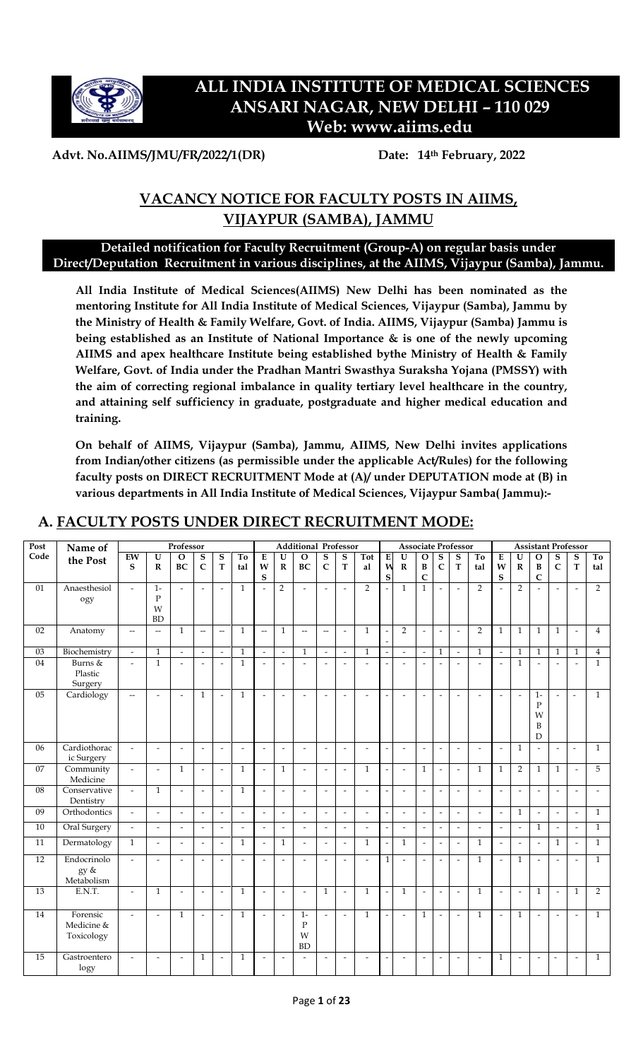# ALL INDIA INSTITUTE OF MEDICAL SCIENCES
## ANSARI NAGAR, NEW DELHI – 110 029
**Web: www.aiims.edu**

**Advt. No.AIIMS/JMU/FR/2022/1(DR)** **Date: 14th February, 2022**

## VACANCY NOTICE FOR FACULTY POSTS IN AIIMS, VIJAYPUR (SAMBA), JAMMU

**Detailed notification for Faculty Recruitment (Group-A) on regular basis under Direct/Deputation Recruitment in various disciplines, at the AIIMS, Vijaypur (Samba), Jammu.**

**All India Institute of Medical Sciences(AIIMS) New Delhi has been nominated as the mentoring Institute for All India Institute of Medical Sciences, Vijaypur (Samba), Jammu by the Ministry of Health & Family Welfare, Govt. of India. AIIMS, Vijaypur (Samba) Jammu is being established as an Institute of National Importance & is one of the newly upcoming AIIMS and apex healthcare Institute being established bythe Ministry of Health & Family Welfare, Govt. of India under the Pradhan Mantri Swasthya Suraksha Yojana (PMSSY) with the aim of correcting regional imbalance in quality tertiary level healthcare in the country, and attaining self sufficiency in graduate, postgraduate and higher medical education and training.**

**On behalf of AIIMS, Vijaypur (Samba), Jammu, AIIMS, New Delhi invites applications from Indian/other citizens (as permissible under the applicable Act/Rules) for the following faculty posts on DIRECT RECRUITMENT Mode at (A)/ under DEPUTATION mode at (B) in various departments in All India Institute of Medical Sciences, Vijaypur Samba( Jammu):-**

## A. FACULTY POSTS UNDER DIRECT RECRUITMENT MODE:

| Post Code | Name of the Post | Professor | | | | | | Additional Professor | | | | | | Associate Professor | | | | | | Assistant Professor | | | | | |
|---|---|---|---|---|---|---|---|---|---|---|---|---|---|---|---|---|---|---|---|---|---|---|---|---|---|
| | | EWS | UR | OBC | SC | ST | Total | EWS | UR | OBC | SC | ST | Total | EWS | UR | OBC | SC | ST | Total | EWS | UR | OBC | SC | ST | Total |
| 01 | Anaesthesiology | - | 1-PWBD | - | - | - | 1 | - | 2 | - | - | - | 2 | - | 1 | 1 | - | - | 2 | - | 2 | - | - | - | 2 |
| 02 | Anatomy | -- | -- | 1 | -- | -- | 1 | -- | 1 | -- | -- | - | 1 | -- | 2 | - | - | - | 2 | 1 | 1 | 1 | 1 | - | 4 |
| 03 | Biochemistry | - | 1 | - | - | - | 1 | - | - | 1 | - | - | 1 | - | - | - | 1 | - | 1 | - | 1 | 1 | 1 | 1 | 4 |
| 04 | Burns & Plastic Surgery | - | 1 | - | - | - | 1 | - | - | - | - | - | - | - | - | - | - | - | - | - | 1 | - | - | - | 1 |
| 05 | Cardiology | -- | - | - | 1 | - | 1 | - | - | - | - | - | - | - | - | - | - | - | - | - | - | 1-PWBD | - | - | 1 |
| 06 | Cardiothoracic Surgery | - | - | - | - | - | - | - | - | - | - | - | - | - | - | - | - | - | - | - | 1 | - | - | - | 1 |
| 07 | Community Medicine | - | - | 1 | - | - | 1 | - | 1 | - | - | - | 1 | - | - | 1 | - | - | 1 | 1 | 2 | 1 | 1 | - | 5 |
| 08 | Conservative Dentistry | - | 1 | - | - | - | 1 | - | - | - | - | - | - | - | - | - | - | - | - | - | - | - | - | - | - |
| 09 | Orthodontics | - | - | - | - | - | - | - | - | - | - | - | - | - | - | - | - | - | - | - | 1 | - | - | - | 1 |
| 10 | Oral Surgery | - | - | - | - | - | - | - | - | - | - | - | - | - | - | - | - | - | - | - | - | 1 | - | - | 1 |
| 11 | Dermatology | 1 | - | - | - | - | 1 | - | 1 | - | - | - | 1 | - | 1 | - | - | - | 1 | - | - | - | 1 | - | 1 |
| 12 | Endocrinology & Metabolism | - | - | - | - | - | - | - | - | - | - | - | - | 1 | - | - | - | - | 1 | - | 1 | - | - | - | 1 |
| 13 | E.N.T. | - | 1 | - | - | - | 1 | - | - | - | 1 | - | 1 | - | 1 | - | - | - | 1 | - | - | 1 | - | 1 | 2 |
| 14 | Forensic Medicine & Toxicology | - | - | 1 | - | - | 1 | - | - | 1-PWBD | - | - | 1 | - | - | 1 | - | - | 1 | - | 1 | - | - | - | 1 |
| 15 | Gastroenterology | - | - | - | 1 | - | 1 | - | - | - | - | - | - | - | - | - | - | - | - | 1 | - | - | - | - | 1 |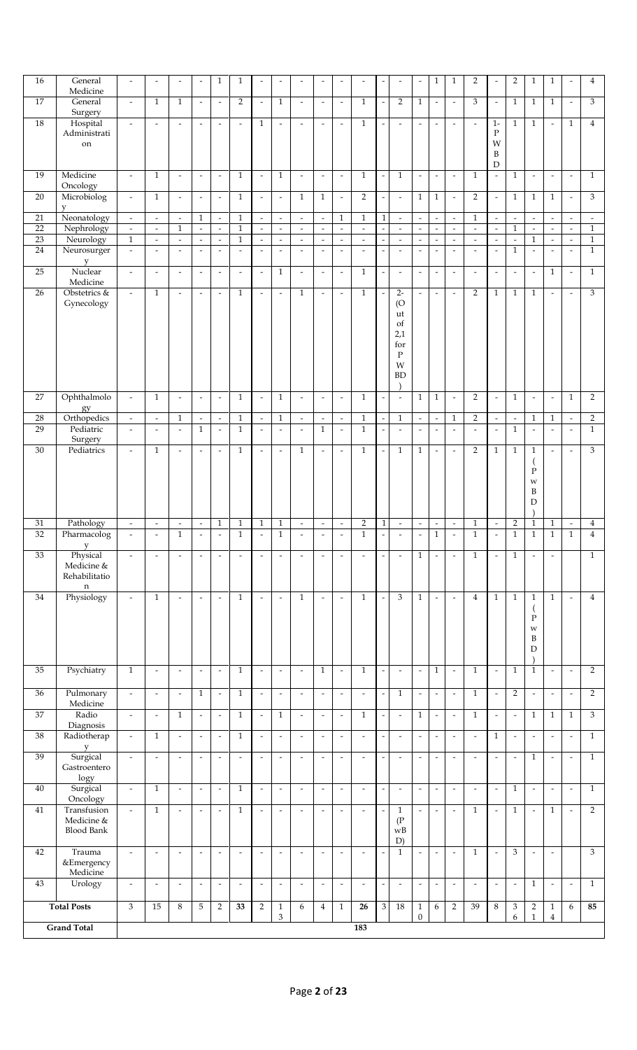| | | | | | | | | | | | | | | | | | | | | | | | | | |
|---|---|---|---|---|---|---|---|---|---|---|---|---|---|---|---|---|---|---|---|---|---|---|---|---|---|
| 16 | General Medicine | - | - | - | - | 1 | 1 | - | - | - | - | - | - | - | - | - | 1 | 1 | 2 | - | 2 | 1 | 1 | - | 4 |
| 17 | General Surgery | - | 1 | 1 | - | - | 2 | - | 1 | - | - | - | 1 | - | 2 | 1 | - | - | 3 | - | 1 | 1 | 1 | - | 3 |
| 18 | Hospital Administration | - | - | - | - | - | - | 1 | - | - | - | - | 1 | - | - | - | - | - | - | 1-PWBD | 1 | 1 | - | 1 | 4 |
| 19 | Medicine Oncology | - | 1 | - | - | - | 1 | - | 1 | - | - | - | 1 | - | 1 | - | - | - | 1 | - | 1 | - | - | - | 1 |
| 20 | Microbiology | - | 1 | - | - | - | 1 | - | - | 1 | 1 | - | 2 | - | - | 1 | 1 | - | 2 | - | 1 | 1 | 1 | - | 3 |
| 21 | Neonatology | - | - | - | 1 | - | 1 | - | - | - | - | 1 | 1 | 1 | - | - | - | - | 1 | - | - | - | - | - | - |
| 22 | Nephrology | - | - | 1 | - | - | 1 | - | - | - | - | - | - | - | - | - | - | - | - | - | 1 | - | - | - | 1 |
| 23 | Neurology | 1 | - | - | - | - | 1 | - | - | - | - | - | - | - | - | - | - | - | - | - | - | 1 | - | - | 1 |
| 24 | Neurosurgery | - | - | - | - | - | - | - | - | - | - | - | - | - | - | - | - | - | - | - | 1 | - | - | - | 1 |
| 25 | Nuclear Medicine | - | - | - | - | - | - | - | 1 | - | - | - | 1 | - | - | - | - | - | - | - | - | - | 1 | - | 1 |
| 26 | Obstetrics & Gynecology | - | 1 | - | - | - | 1 | - | - | 1 | - | - | 1 | - | 2-(Out of 2,1 for PWBD) | - | - | - | 2 | 1 | 1 | 1 | - | - | 3 |
| 27 | Ophthalmology | - | 1 | - | - | - | 1 | - | 1 | - | - | - | 1 | - | - | 1 | 1 | - | 2 | - | 1 | - | - | 1 | 2 |
| 28 | Orthopedics | - | - | 1 | - | - | 1 | - | 1 | - | - | - | 1 | - | 1 | - | - | 1 | 2 | - | - | 1 | 1 | - | 2 |
| 29 | Pediatric Surgery | - | - | - | 1 | - | 1 | - | - | - | 1 | - | 1 | - | - | - | - | - | - | - | 1 | - | - | - | 1 |
| 30 | Pediatrics | - | 1 | - | - | - | 1 | - | - | 1 | - | - | 1 | - | 1 | 1 | - | - | 2 | 1 | 1 | 1 (PWBD) | - | - | 3 |
| 31 | Pathology | - | - | - | - | 1 | 1 | 1 | 1 | - | - | - | 2 | 1 | - | - | - | - | 1 | - | 2 | 1 | 1 | - | 4 |
| 32 | Pharmacology | - | - | 1 | - | - | 1 | - | 1 | - | - | - | 1 | - | - | - | 1 | - | 1 | - | 1 | 1 | 1 | 1 | 4 |
| 33 | Physical Medicine & Rehabilitation | - | - | - | - | - | - | - | - | - | - | - | - | - | - | 1 | - | - | 1 | - | 1 | - | - | | 1 |
| 34 | Physiology | - | 1 | - | - | - | 1 | - | - | 1 | - | - | 1 | - | 3 | 1 | - | - | 4 | 1 | 1 | 1 (PWBD) | 1 | - | 4 |
| 35 | Psychiatry | 1 | - | - | - | - | 1 | - | - | - | 1 | - | 1 | - | - | - | 1 | - | 1 | - | 1 | 1 | - | - | 2 |
| 36 | Pulmonary Medicine | - | - | - | 1 | - | 1 | - | - | - | - | - | - | - | 1 | - | - | - | 1 | - | 2 | - | - | - | 2 |
| 37 | Radio Diagnosis | - | - | 1 | - | - | 1 | - | 1 | - | - | - | 1 | - | - | 1 | - | - | 1 | - | - | 1 | 1 | 1 | 3 |
| 38 | Radiotherapy | - | 1 | - | - | - | 1 | - | - | - | - | - | - | - | - | - | - | - | - | 1 | - | - | - | - | 1 |
| 39 | Surgical Gastroenterology | - | - | - | - | - | - | - | - | - | - | - | - | - | - | - | - | - | - | - | - | 1 | - | - | 1 |
| 40 | Surgical Oncology | - | 1 | - | - | - | 1 | - | - | - | - | - | - | - | - | - | - | - | - | - | 1 | - | - | - | 1 |
| 41 | Transfusion Medicine & Blood Bank | - | 1 | - | - | - | 1 | - | - | - | - | - | - | - | 1 (PwBD) | - | - | - | 1 | - | 1 | - | 1 | - | 2 |
| 42 | Trauma &Emergency Medicine | - | - | - | - | - | - | - | - | - | - | - | - | - | 1 | - | - | - | 1 | - | 3 | - | - | | 3 |
| 43 | Urology | - | - | - | - | - | - | - | - | - | - | - | - | - | - | - | - | - | - | - | - | 1 | - | - | 1 |
| **Total Posts** | | 3 | 15 | 8 | 5 | 2 | **33** | 2 | 13 | 6 | 4 | 1 | **26** | 3 | 18 | 10 | 6 | 2 | **39** | 8 | 36 | 21 | 14 | 6 | **85** |
| **Grand Total** | | | | | | | | | | | | | **183** | | | | | | | | | | | | |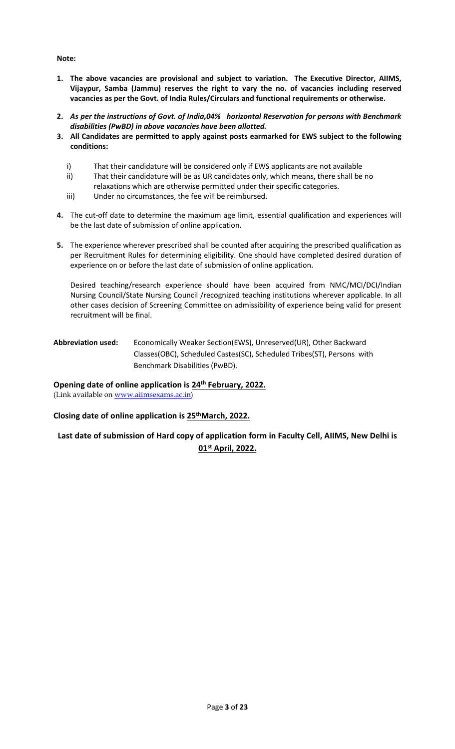**Note:**

1. **The above vacancies are provisional and subject to variation. The Executive Director, AIIMS, Vijaypur, Samba (Jammu) reserves the right to vary the no. of vacancies including reserved vacancies as per the Govt. of India Rules/Circulars and functional requirements or otherwise.**

2. ***As per the instructions of Govt. of India,04% horizontal Reservation for persons with Benchmark disabilities (PwBD) in above vacancies have been allotted.***

3. **All Candidates are permitted to apply against posts earmarked for EWS subject to the following conditions:**

   i) That their candidature will be considered only if EWS applicants are not available

   ii) That their candidature will be as UR candidates only, which means, there shall be no relaxations which are otherwise permitted under their specific categories.

   iii) Under no circumstances, the fee will be reimbursed.

4. The cut-off date to determine the maximum age limit, essential qualification and experiences will be the last date of submission of online application.

5. The experience wherever prescribed shall be counted after acquiring the prescribed qualification as per Recruitment Rules for determining eligibility. One should have completed desired duration of experience on or before the last date of submission of online application.

   Desired teaching/research experience should have been acquired from NMC/MCI/DCI/Indian Nursing Council/State Nursing Council /recognized teaching institutions wherever applicable. In all other cases decision of Screening Committee on admissibility of experience being valid for present recruitment will be final.

**Abbreviation used:** Economically Weaker Section(EWS), Unreserved(UR), Other Backward Classes(OBC), Scheduled Castes(SC), Scheduled Tribes(ST), Persons with Benchmark Disabilities (PwBD).

**Opening date of online application is <u>24th February, 2022.</u>**
(Link available on www.aiimsexams.ac.in)

**Closing date of online application is <u>25thMarch, 2022.</u>**

**Last date of submission of Hard copy of application form in Faculty Cell, AIIMS, New Delhi is <u>01st April, 2022.</u>**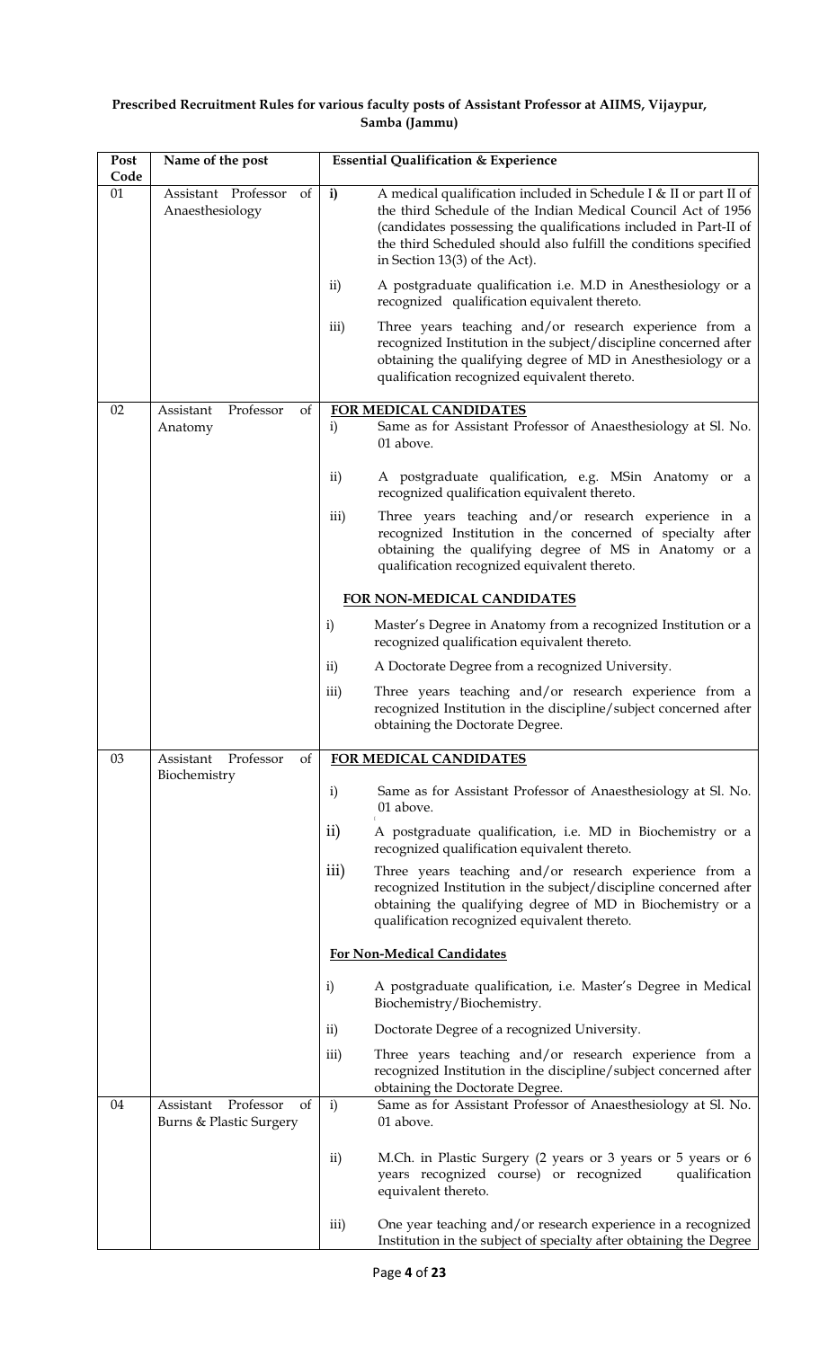**Prescribed Recruitment Rules for various faculty posts of Assistant Professor at AIIMS, Vijaypur, Samba (Jammu)**

| Post Code | Name of the post | Essential Qualification & Experience |
|---|---|---|
| 01 | Assistant Professor of Anaesthesiology | i) A medical qualification included in Schedule I & II or part II of the third Schedule of the Indian Medical Council Act of 1956 (candidates possessing the qualifications included in Part-II of the third Scheduled should also fulfill the conditions specified in Section 13(3) of the Act).<br><br>ii) A postgraduate qualification i.e. M.D in Anesthesiology or a recognized qualification equivalent thereto.<br><br>iii) Three years teaching and/or research experience from a recognized Institution in the subject/discipline concerned after obtaining the qualifying degree of MD in Anesthesiology or a qualification recognized equivalent thereto. |
| 02 | Assistant Professor of Anatomy | **FOR MEDICAL CANDIDATES**<br>i) Same as for Assistant Professor of Anaesthesiology at Sl. No. 01 above.<br><br>ii) A postgraduate qualification, e.g. MSin Anatomy or a recognized qualification equivalent thereto.<br><br>iii) Three years teaching and/or research experience in a recognized Institution in the concerned of specialty after obtaining the qualifying degree of MS in Anatomy or a qualification recognized equivalent thereto.<br><br>**FOR NON-MEDICAL CANDIDATES**<br>i) Master's Degree in Anatomy from a recognized Institution or a recognized qualification equivalent thereto.<br><br>ii) A Doctorate Degree from a recognized University.<br><br>iii) Three years teaching and/or research experience from a recognized Institution in the discipline/subject concerned after obtaining the Doctorate Degree. |
| 03 | Assistant Professor of Biochemistry | **FOR MEDICAL CANDIDATES**<br>i) Same as for Assistant Professor of Anaesthesiology at Sl. No. 01 above.<br><br>ii) A postgraduate qualification, i.e. MD in Biochemistry or a recognized qualification equivalent thereto.<br><br>iii) Three years teaching and/or research experience from a recognized Institution in the subject/discipline concerned after obtaining the qualifying degree of MD in Biochemistry or a qualification recognized equivalent thereto.<br><br>**For Non-Medical Candidates**<br>i) A postgraduate qualification, i.e. Master's Degree in Medical Biochemistry/Biochemistry.<br><br>ii) Doctorate Degree of a recognized University.<br><br>iii) Three years teaching and/or research experience from a recognized Institution in the discipline/subject concerned after obtaining the Doctorate Degree. |
| 04 | Assistant Professor of Burns & Plastic Surgery | i) Same as for Assistant Professor of Anaesthesiology at Sl. No. 01 above.<br><br>ii) M.Ch. in Plastic Surgery (2 years or 3 years or 5 years or 6 years recognized course) or recognized qualification equivalent thereto.<br><br>iii) One year teaching and/or research experience in a recognized Institution in the subject of specialty after obtaining the Degree |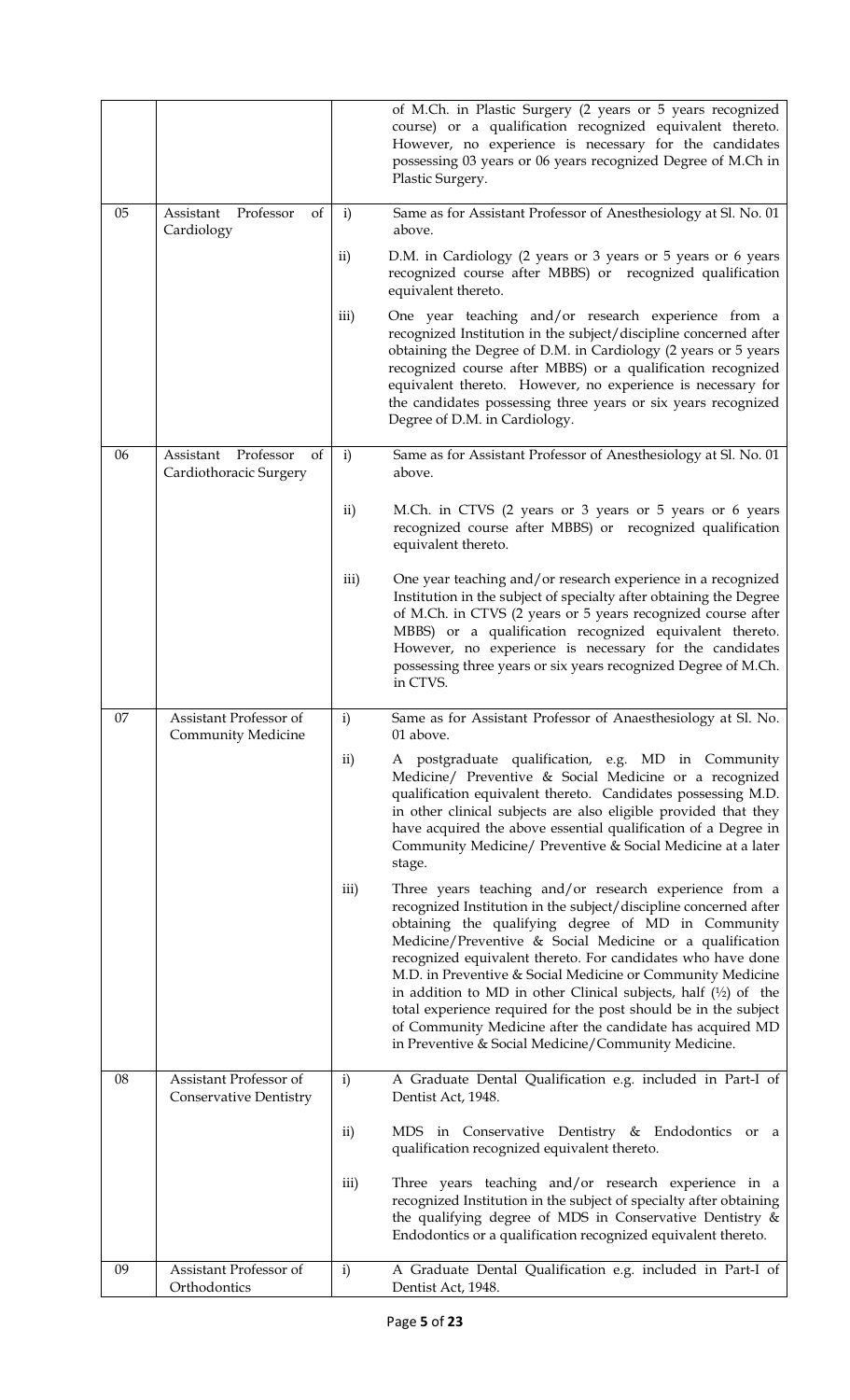| | | | |
|---|---|---|---|
| | | | of M.Ch. in Plastic Surgery (2 years or 5 years recognized course) or a qualification recognized equivalent thereto. However, no experience is necessary for the candidates possessing 03 years or 06 years recognized Degree of M.Ch in Plastic Surgery. |
| 05 | Assistant Professor of Cardiology | i) | Same as for Assistant Professor of Anesthesiology at Sl. No. 01 above. |
| | | ii) | D.M. in Cardiology (2 years or 3 years or 5 years or 6 years recognized course after MBBS) or recognized qualification equivalent thereto. |
| | | iii) | One year teaching and/or research experience from a recognized Institution in the subject/discipline concerned after obtaining the Degree of D.M. in Cardiology (2 years or 5 years recognized course after MBBS) or a qualification recognized equivalent thereto. However, no experience is necessary for the candidates possessing three years or six years recognized Degree of D.M. in Cardiology. |
| 06 | Assistant Professor of Cardiothoracic Surgery | i) | Same as for Assistant Professor of Anesthesiology at Sl. No. 01 above. |
| | | ii) | M.Ch. in CTVS (2 years or 3 years or 5 years or 6 years recognized course after MBBS) or recognized qualification equivalent thereto. |
| | | iii) | One year teaching and/or research experience in a recognized Institution in the subject of specialty after obtaining the Degree of M.Ch. in CTVS (2 years or 5 years recognized course after MBBS) or a qualification recognized equivalent thereto. However, no experience is necessary for the candidates possessing three years or six years recognized Degree of M.Ch. in CTVS. |
| 07 | Assistant Professor of Community Medicine | i) | Same as for Assistant Professor of Anaesthesiology at Sl. No. 01 above. |
| | | ii) | A postgraduate qualification, e.g. MD in Community Medicine/ Preventive & Social Medicine or a recognized qualification equivalent thereto. Candidates possessing M.D. in other clinical subjects are also eligible provided that they have acquired the above essential qualification of a Degree in Community Medicine/ Preventive & Social Medicine at a later stage. |
| | | iii) | Three years teaching and/or research experience from a recognized Institution in the subject/discipline concerned after obtaining the qualifying degree of MD in Community Medicine/Preventive & Social Medicine or a qualification recognized equivalent thereto. For candidates who have done M.D. in Preventive & Social Medicine or Community Medicine in addition to MD in other Clinical subjects, half (½) of the total experience required for the post should be in the subject of Community Medicine after the candidate has acquired MD in Preventive & Social Medicine/Community Medicine. |
| 08 | Assistant Professor of Conservative Dentistry | i) | A Graduate Dental Qualification e.g. included in Part-I of Dentist Act, 1948. |
| | | ii) | MDS in Conservative Dentistry & Endodontics or a qualification recognized equivalent thereto. |
| | | iii) | Three years teaching and/or research experience in a recognized Institution in the subject of specialty after obtaining the qualifying degree of MDS in Conservative Dentistry & Endodontics or a qualification recognized equivalent thereto. |
| 09 | Assistant Professor of Orthodontics | i) | A Graduate Dental Qualification e.g. included in Part-I of Dentist Act, 1948. |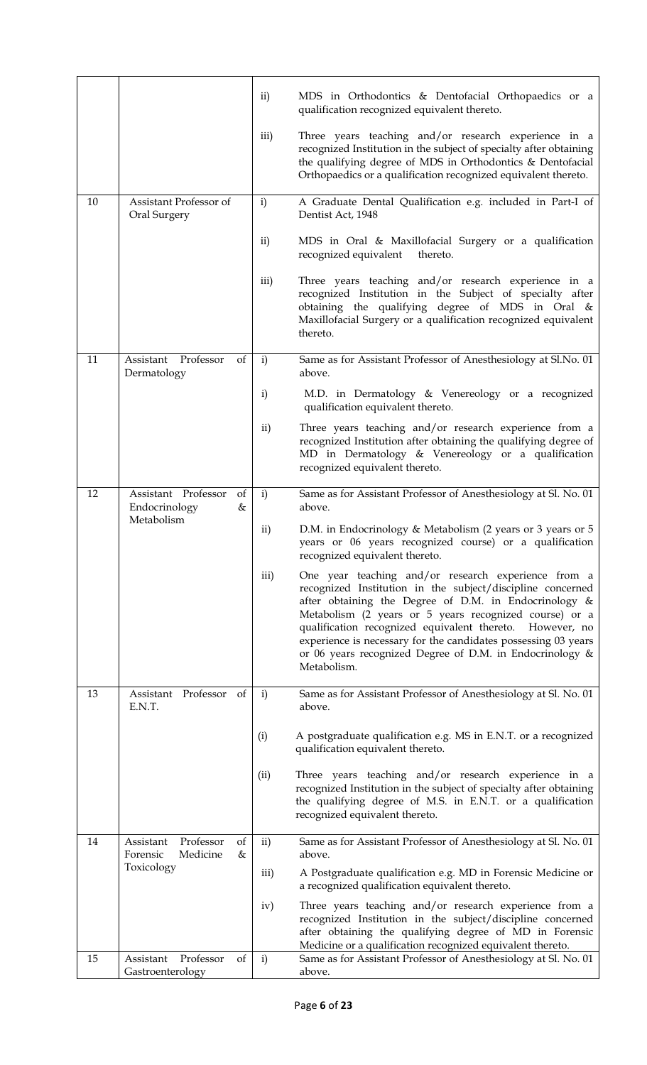| | | | |
|---|---|---|---|
| | | ii) | MDS in Orthodontics & Dentofacial Orthopaedics or a qualification recognized equivalent thereto. |
| | | iii) | Three years teaching and/or research experience in a recognized Institution in the subject of specialty after obtaining the qualifying degree of MDS in Orthodontics & Dentofacial Orthopaedics or a qualification recognized equivalent thereto. |
| 10 | Assistant Professor of Oral Surgery | i) | A Graduate Dental Qualification e.g. included in Part-I of Dentist Act, 1948 |
| | | ii) | MDS in Oral & Maxillofacial Surgery or a qualification recognized equivalent thereto. |
| | | iii) | Three years teaching and/or research experience in a recognized Institution in the Subject of specialty after obtaining the qualifying degree of MDS in Oral & Maxillofacial Surgery or a qualification recognized equivalent thereto. |
| 11 | Assistant Professor of Dermatology | i) | Same as for Assistant Professor of Anesthesiology at Sl.No. 01 above. |
| | | i) | M.D. in Dermatology & Venereology or a recognized qualification equivalent thereto. |
| | | ii) | Three years teaching and/or research experience from a recognized Institution after obtaining the qualifying degree of MD in Dermatology & Venereology or a qualification recognized equivalent thereto. |
| 12 | Assistant Professor of Endocrinology & Metabolism | i) | Same as for Assistant Professor of Anesthesiology at Sl. No. 01 above. |
| | | ii) | D.M. in Endocrinology & Metabolism (2 years or 3 years or 5 years or 06 years recognized course) or a qualification recognized equivalent thereto. |
| | | iii) | One year teaching and/or research experience from a recognized Institution in the subject/discipline concerned after obtaining the Degree of D.M. in Endocrinology & Metabolism (2 years or 5 years recognized course) or a qualification recognized equivalent thereto. However, no experience is necessary for the candidates possessing 03 years or 06 years recognized Degree of D.M. in Endocrinology & Metabolism. |
| 13 | Assistant Professor of E.N.T. | i) | Same as for Assistant Professor of Anesthesiology at Sl. No. 01 above. |
| | | (i) | A postgraduate qualification e.g. MS in E.N.T. or a recognized qualification equivalent thereto. |
| | | (ii) | Three years teaching and/or research experience in a recognized Institution in the subject of specialty after obtaining the qualifying degree of M.S. in E.N.T. or a qualification recognized equivalent thereto. |
| 14 | Assistant Professor of Forensic Medicine & Toxicology | ii) | Same as for Assistant Professor of Anesthesiology at Sl. No. 01 above. |
| | | iii) | A Postgraduate qualification e.g. MD in Forensic Medicine or a recognized qualification equivalent thereto. |
| | | iv) | Three years teaching and/or research experience from a recognized Institution in the subject/discipline concerned after obtaining the qualifying degree of MD in Forensic Medicine or a qualification recognized equivalent thereto. |
| 15 | Assistant Professor of Gastroenterology | i) | Same as for Assistant Professor of Anesthesiology at Sl. No. 01 above. |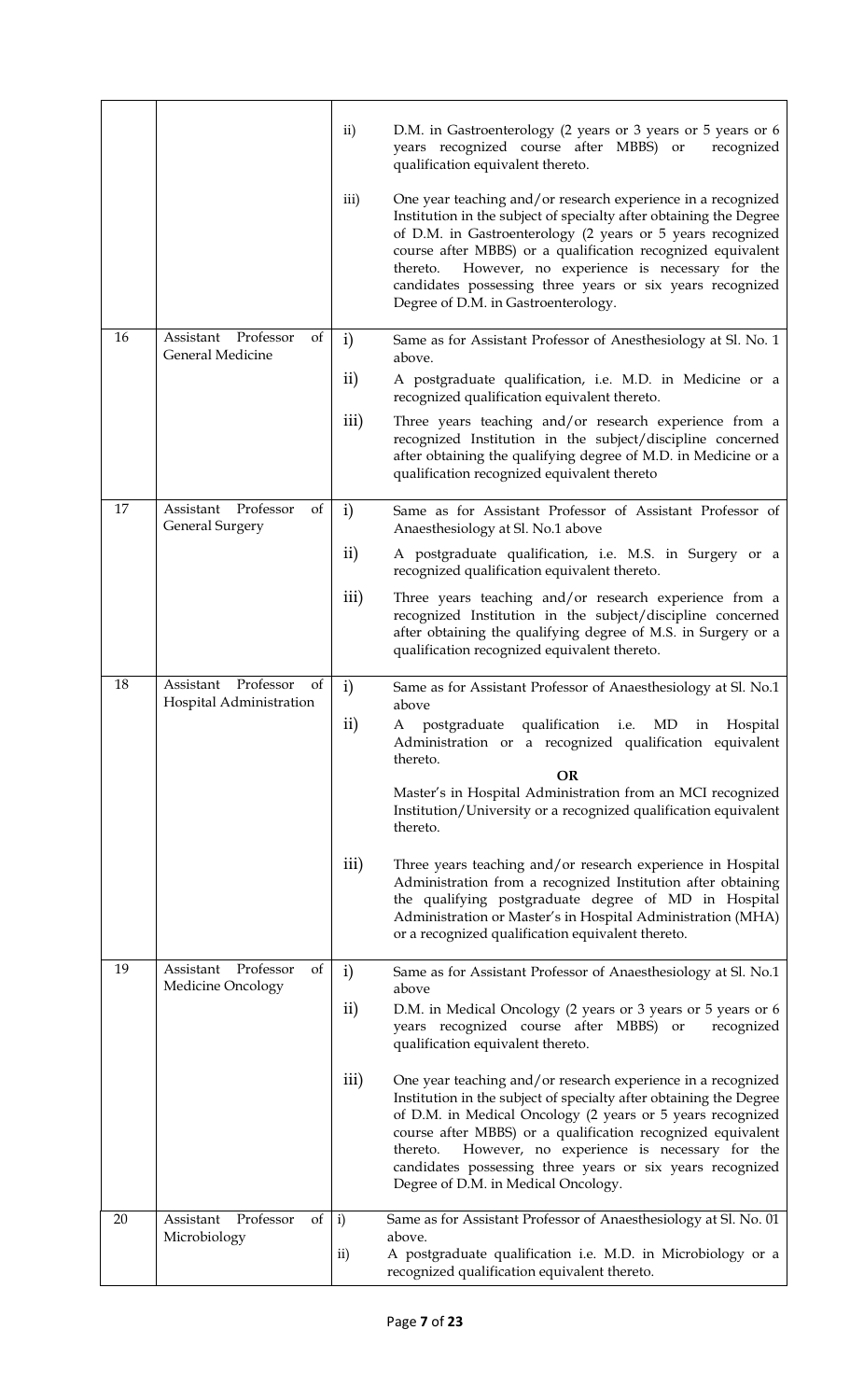| | | | |
|---|---|---|---|
| | | ii) | D.M. in Gastroenterology (2 years or 3 years or 5 years or 6 years recognized course after MBBS) or recognized qualification equivalent thereto. |
| | | iii) | One year teaching and/or research experience in a recognized Institution in the subject of specialty after obtaining the Degree of D.M. in Gastroenterology (2 years or 5 years recognized course after MBBS) or a qualification recognized equivalent thereto. However, no experience is necessary for the candidates possessing three years or six years recognized Degree of D.M. in Gastroenterology. |
| 16 | Assistant Professor of General Medicine | i) | Same as for Assistant Professor of Anesthesiology at Sl. No. 1 above. |
| | | ii) | A postgraduate qualification, i.e. M.D. in Medicine or a recognized qualification equivalent thereto. |
| | | iii) | Three years teaching and/or research experience from a recognized Institution in the subject/discipline concerned after obtaining the qualifying degree of M.D. in Medicine or a qualification recognized equivalent thereto |
| 17 | Assistant Professor of General Surgery | i) | Same as for Assistant Professor of Assistant Professor of Anaesthesiology at Sl. No.1 above |
| | | ii) | A postgraduate qualification, i.e. M.S. in Surgery or a recognized qualification equivalent thereto. |
| | | iii) | Three years teaching and/or research experience from a recognized Institution in the subject/discipline concerned after obtaining the qualifying degree of M.S. in Surgery or a qualification recognized equivalent thereto. |
| 18 | Assistant Professor of Hospital Administration | i) | Same as for Assistant Professor of Anaesthesiology at Sl. No.1 above |
| | | ii) | A postgraduate qualification i.e. MD in Hospital Administration or a recognized qualification equivalent thereto. **OR** Master's in Hospital Administration from an MCI recognized Institution/University or a recognized qualification equivalent thereto. |
| | | iii) | Three years teaching and/or research experience in Hospital Administration from a recognized Institution after obtaining the qualifying postgraduate degree of MD in Hospital Administration or Master's in Hospital Administration (MHA) or a recognized qualification equivalent thereto. |
| 19 | Assistant Professor of Medicine Oncology | i) | Same as for Assistant Professor of Anaesthesiology at Sl. No.1 above |
| | | ii) | D.M. in Medical Oncology (2 years or 3 years or 5 years or 6 years recognized course after MBBS) or recognized qualification equivalent thereto. |
| | | iii) | One year teaching and/or research experience in a recognized Institution in the subject of specialty after obtaining the Degree of D.M. in Medical Oncology (2 years or 5 years recognized course after MBBS) or a qualification recognized equivalent thereto. However, no experience is necessary for the candidates possessing three years or six years recognized Degree of D.M. in Medical Oncology. |
| 20 | Assistant Professor of Microbiology | i) | Same as for Assistant Professor of Anaesthesiology at Sl. No. 01 above. |
| | | ii) | A postgraduate qualification i.e. M.D. in Microbiology or a recognized qualification equivalent thereto. |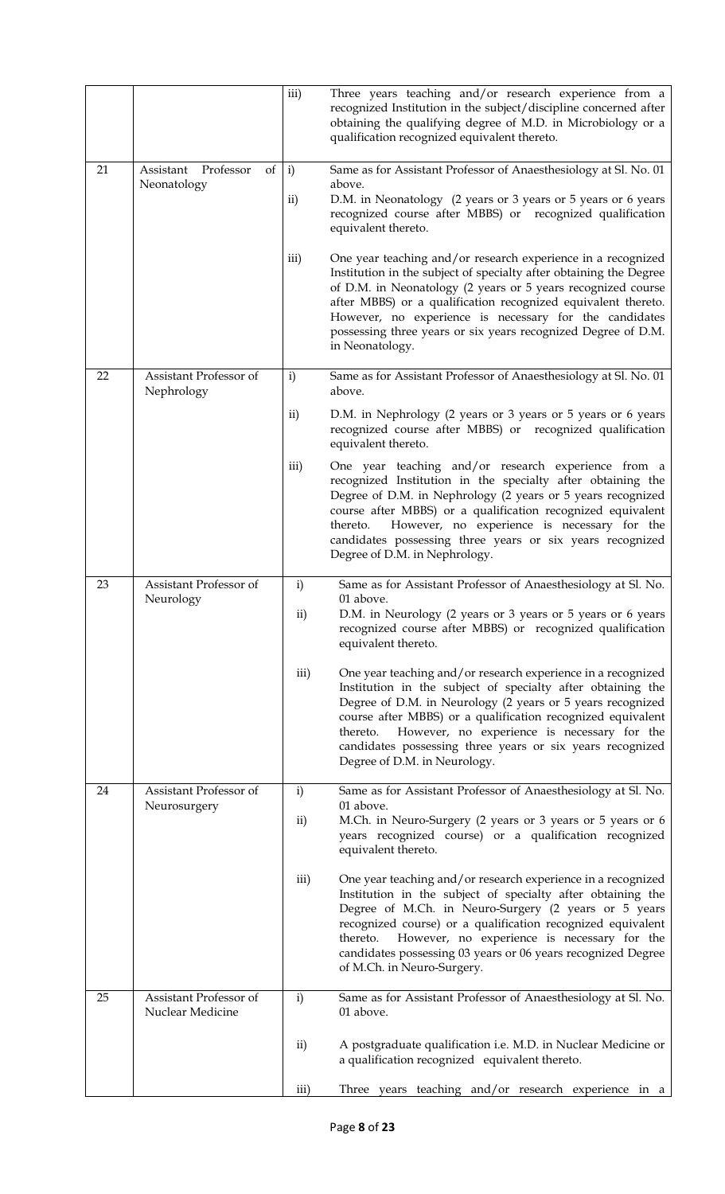| | | | |
|---|---|---|---|
| | | iii) | Three years teaching and/or research experience from a recognized Institution in the subject/discipline concerned after obtaining the qualifying degree of M.D. in Microbiology or a qualification recognized equivalent thereto. |
| 21 | Assistant Professor of Neonatology | i) | Same as for Assistant Professor of Anaesthesiology at Sl. No. 01 above. |
| | | ii) | D.M. in Neonatology (2 years or 3 years or 5 years or 6 years recognized course after MBBS) or recognized qualification equivalent thereto. |
| | | iii) | One year teaching and/or research experience in a recognized Institution in the subject of specialty after obtaining the Degree of D.M. in Neonatology (2 years or 5 years recognized course after MBBS) or a qualification recognized equivalent thereto. However, no experience is necessary for the candidates possessing three years or six years recognized Degree of D.M. in Neonatology. |
| 22 | Assistant Professor of Nephrology | i) | Same as for Assistant Professor of Anaesthesiology at Sl. No. 01 above. |
| | | ii) | D.M. in Nephrology (2 years or 3 years or 5 years or 6 years recognized course after MBBS) or recognized qualification equivalent thereto. |
| | | iii) | One year teaching and/or research experience from a recognized Institution in the specialty after obtaining the Degree of D.M. in Nephrology (2 years or 5 years recognized course after MBBS) or a qualification recognized equivalent thereto. However, no experience is necessary for the candidates possessing three years or six years recognized Degree of D.M. in Nephrology. |
| 23 | Assistant Professor of Neurology | i) | Same as for Assistant Professor of Anaesthesiology at Sl. No. 01 above. |
| | | ii) | D.M. in Neurology (2 years or 3 years or 5 years or 6 years recognized course after MBBS) or recognized qualification equivalent thereto. |
| | | iii) | One year teaching and/or research experience in a recognized Institution in the subject of specialty after obtaining the Degree of D.M. in Neurology (2 years or 5 years recognized course after MBBS) or a qualification recognized equivalent thereto. However, no experience is necessary for the candidates possessing three years or six years recognized Degree of D.M. in Neurology. |
| 24 | Assistant Professor of Neurosurgery | i) | Same as for Assistant Professor of Anaesthesiology at Sl. No. 01 above. |
| | | ii) | M.Ch. in Neuro-Surgery (2 years or 3 years or 5 years or 6 years recognized course) or a qualification recognized equivalent thereto. |
| | | iii) | One year teaching and/or research experience in a recognized Institution in the subject of specialty after obtaining the Degree of M.Ch. in Neuro-Surgery (2 years or 5 years recognized course) or a qualification recognized equivalent thereto. However, no experience is necessary for the candidates possessing 03 years or 06 years recognized Degree of M.Ch. in Neuro-Surgery. |
| 25 | Assistant Professor of Nuclear Medicine | i) | Same as for Assistant Professor of Anaesthesiology at Sl. No. 01 above. |
| | | ii) | A postgraduate qualification i.e. M.D. in Nuclear Medicine or a qualification recognized equivalent thereto. |
| | | iii) | Three years teaching and/or research experience in a |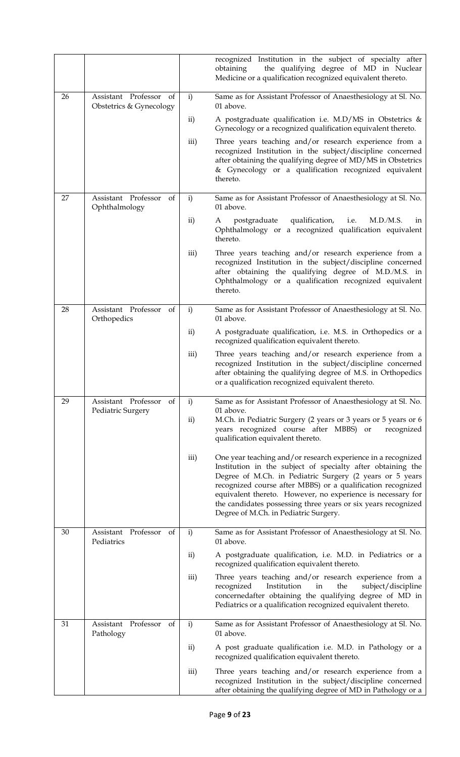| | | | |
|---|---|---|---|
| | | | recognized Institution in the subject of specialty after obtaining the qualifying degree of MD in Nuclear Medicine or a qualification recognized equivalent thereto. |
| 26 | Assistant Professor of Obstetrics & Gynecology | i) | Same as for Assistant Professor of Anaesthesiology at Sl. No. 01 above. |
| | | ii) | A postgraduate qualification i.e. M.D/MS in Obstetrics & Gynecology or a recognized qualification equivalent thereto. |
| | | iii) | Three years teaching and/or research experience from a recognized Institution in the subject/discipline concerned after obtaining the qualifying degree of MD/MS in Obstetrics & Gynecology or a qualification recognized equivalent thereto. |
| 27 | Assistant Professor of Ophthalmology | i) | Same as for Assistant Professor of Anaesthesiology at Sl. No. 01 above. |
| | | ii) | A postgraduate qualification, i.e. M.D./M.S. in Ophthalmology or a recognized qualification equivalent thereto. |
| | | iii) | Three years teaching and/or research experience from a recognized Institution in the subject/discipline concerned after obtaining the qualifying degree of M.D./M.S. in Ophthalmology or a qualification recognized equivalent thereto. |
| 28 | Assistant Professor of Orthopedics | i) | Same as for Assistant Professor of Anaesthesiology at Sl. No. 01 above. |
| | | ii) | A postgraduate qualification, i.e. M.S. in Orthopedics or a recognized qualification equivalent thereto. |
| | | iii) | Three years teaching and/or research experience from a recognized Institution in the subject/discipline concerned after obtaining the qualifying degree of M.S. in Orthopedics or a qualification recognized equivalent thereto. |
| 29 | Assistant Professor of Pediatric Surgery | i) | Same as for Assistant Professor of Anaesthesiology at Sl. No. 01 above. |
| | | ii) | M.Ch. in Pediatric Surgery (2 years or 3 years or 5 years or 6 years recognized course after MBBS) or recognized qualification equivalent thereto. |
| | | iii) | One year teaching and/or research experience in a recognized Institution in the subject of specialty after obtaining the Degree of M.Ch. in Pediatric Surgery (2 years or 5 years recognized course after MBBS) or a qualification recognized equivalent thereto. However, no experience is necessary for the candidates possessing three years or six years recognized Degree of M.Ch. in Pediatric Surgery. |
| 30 | Assistant Professor of Pediatrics | i) | Same as for Assistant Professor of Anaesthesiology at Sl. No. 01 above. |
| | | ii) | A postgraduate qualification, i.e. M.D. in Pediatrics or a recognized qualification equivalent thereto. |
| | | iii) | Three years teaching and/or research experience from a recognized Institution in the subject/discipline concernedafter obtaining the qualifying degree of MD in Pediatrics or a qualification recognized equivalent thereto. |
| 31 | Assistant Professor of Pathology | i) | Same as for Assistant Professor of Anaesthesiology at Sl. No. 01 above. |
| | | ii) | A post graduate qualification i.e. M.D. in Pathology or a recognized qualification equivalent thereto. |
| | | iii) | Three years teaching and/or research experience from a recognized Institution in the subject/discipline concerned after obtaining the qualifying degree of MD in Pathology or a |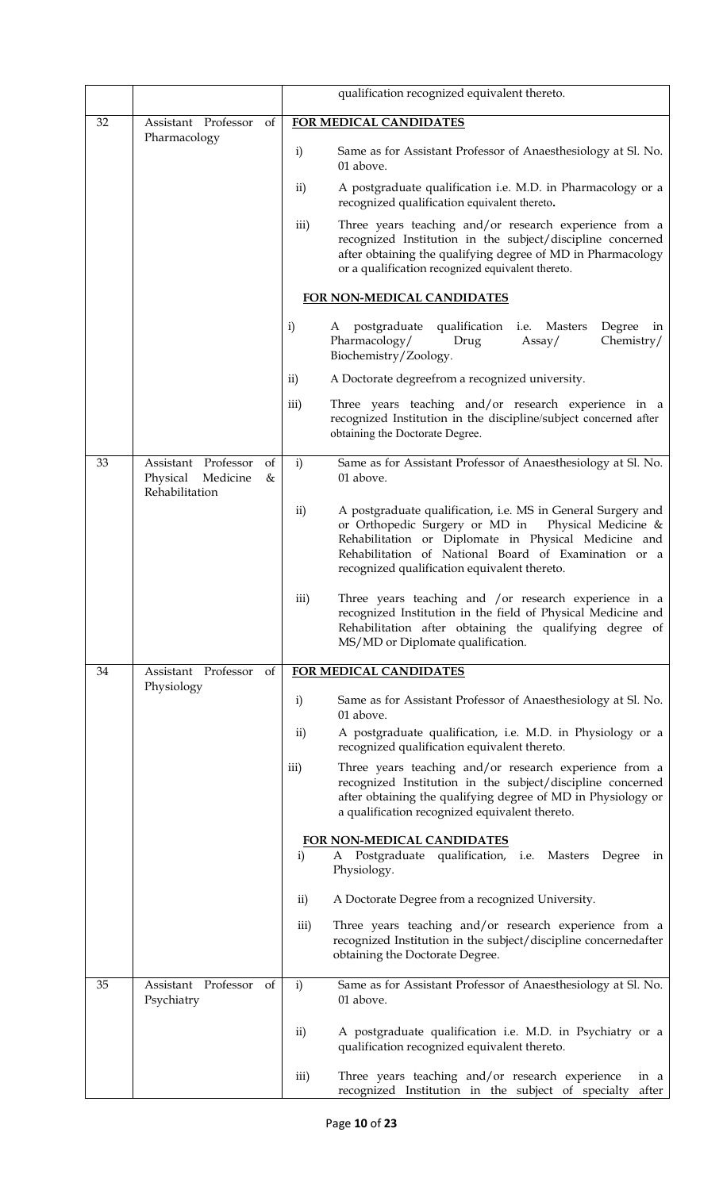| | | |
|---|---|---|
| | | qualification recognized equivalent thereto. |
| 32 | Assistant Professor of Pharmacology | **FOR MEDICAL CANDIDATES**<br><br>i) Same as for Assistant Professor of Anaesthesiology at Sl. No. 01 above.<br><br>ii) A postgraduate qualification i.e. M.D. in Pharmacology or a recognized qualification equivalent thereto.<br><br>iii) Three years teaching and/or research experience from a recognized Institution in the subject/discipline concerned after obtaining the qualifying degree of MD in Pharmacology or a qualification recognized equivalent thereto.<br><br>**FOR NON-MEDICAL CANDIDATES**<br><br>i) A postgraduate qualification i.e. Masters Degree in Pharmacology/ Drug Assay/ Chemistry/ Biochemistry/Zoology.<br><br>ii) A Doctorate degreefrom a recognized university.<br><br>iii) Three years teaching and/or research experience in a recognized Institution in the discipline/subject concerned after obtaining the Doctorate Degree. |
| 33 | Assistant Professor of Physical Medicine & Rehabilitation | i) Same as for Assistant Professor of Anaesthesiology at Sl. No. 01 above.<br><br>ii) A postgraduate qualification, i.e. MS in General Surgery and or Orthopedic Surgery or MD in Physical Medicine & Rehabilitation or Diplomate in Physical Medicine and Rehabilitation of National Board of Examination or a recognized qualification equivalent thereto.<br><br>iii) Three years teaching and /or research experience in a recognized Institution in the field of Physical Medicine and Rehabilitation after obtaining the qualifying degree of MS/MD or Diplomate qualification. |
| 34 | Assistant Professor of Physiology | **FOR MEDICAL CANDIDATES**<br><br>i) Same as for Assistant Professor of Anaesthesiology at Sl. No. 01 above.<br><br>ii) A postgraduate qualification, i.e. M.D. in Physiology or a recognized qualification equivalent thereto.<br><br>iii) Three years teaching and/or research experience from a recognized Institution in the subject/discipline concerned after obtaining the qualifying degree of MD in Physiology or a qualification recognized equivalent thereto.<br><br>**FOR NON-MEDICAL CANDIDATES**<br><br>i) A Postgraduate qualification, i.e. Masters Degree in Physiology.<br><br>ii) A Doctorate Degree from a recognized University.<br><br>iii) Three years teaching and/or research experience from a recognized Institution in the subject/discipline concernedafter obtaining the Doctorate Degree. |
| 35 | Assistant Professor of Psychiatry | i) Same as for Assistant Professor of Anaesthesiology at Sl. No. 01 above.<br><br>ii) A postgraduate qualification i.e. M.D. in Psychiatry or a qualification recognized equivalent thereto.<br><br>iii) Three years teaching and/or research experience in a recognized Institution in the subject of specialty after |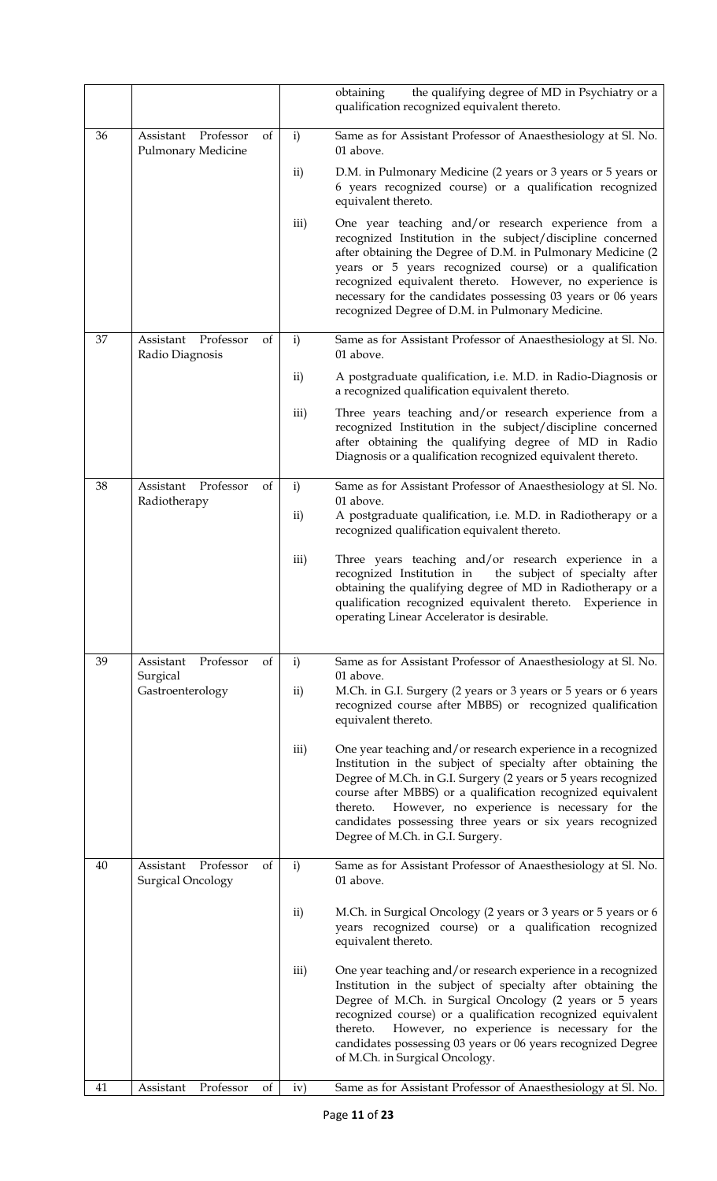|  |  |  | obtaining the qualifying degree of MD in Psychiatry or a qualification recognized equivalent thereto. |
|---|---|---|---|
| 36 | Assistant Professor of Pulmonary Medicine | i) | Same as for Assistant Professor of Anaesthesiology at Sl. No. 01 above. |
|  |  | ii) | D.M. in Pulmonary Medicine (2 years or 3 years or 5 years or 6 years recognized course) or a qualification recognized equivalent thereto. |
|  |  | iii) | One year teaching and/or research experience from a recognized Institution in the subject/discipline concerned after obtaining the Degree of D.M. in Pulmonary Medicine (2 years or 5 years recognized course) or a qualification recognized equivalent thereto. However, no experience is necessary for the candidates possessing 03 years or 06 years recognized Degree of D.M. in Pulmonary Medicine. |
| 37 | Assistant Professor of Radio Diagnosis | i) | Same as for Assistant Professor of Anaesthesiology at Sl. No. 01 above. |
|  |  | ii) | A postgraduate qualification, i.e. M.D. in Radio-Diagnosis or a recognized qualification equivalent thereto. |
|  |  | iii) | Three years teaching and/or research experience from a recognized Institution in the subject/discipline concerned after obtaining the qualifying degree of MD in Radio Diagnosis or a qualification recognized equivalent thereto. |
| 38 | Assistant Professor of Radiotherapy | i) | Same as for Assistant Professor of Anaesthesiology at Sl. No. 01 above. |
|  |  | ii) | A postgraduate qualification, i.e. M.D. in Radiotherapy or a recognized qualification equivalent thereto. |
|  |  | iii) | Three years teaching and/or research experience in a recognized Institution in the subject of specialty after obtaining the qualifying degree of MD in Radiotherapy or a qualification recognized equivalent thereto. Experience in operating Linear Accelerator is desirable. |
| 39 | Assistant Professor of Surgical Gastroenterology | i) | Same as for Assistant Professor of Anaesthesiology at Sl. No. 01 above. |
|  |  | ii) | M.Ch. in G.I. Surgery (2 years or 3 years or 5 years or 6 years recognized course after MBBS) or recognized qualification equivalent thereto. |
|  |  | iii) | One year teaching and/or research experience in a recognized Institution in the subject of specialty after obtaining the Degree of M.Ch. in G.I. Surgery (2 years or 5 years recognized course after MBBS) or a qualification recognized equivalent thereto. However, no experience is necessary for the candidates possessing three years or six years recognized Degree of M.Ch. in G.I. Surgery. |
| 40 | Assistant Professor of Surgical Oncology | i) | Same as for Assistant Professor of Anaesthesiology at Sl. No. 01 above. |
|  |  | ii) | M.Ch. in Surgical Oncology (2 years or 3 years or 5 years or 6 years recognized course) or a qualification recognized equivalent thereto. |
|  |  | iii) | One year teaching and/or research experience in a recognized Institution in the subject of specialty after obtaining the Degree of M.Ch. in Surgical Oncology (2 years or 5 years recognized course) or a qualification recognized equivalent thereto. However, no experience is necessary for the candidates possessing 03 years or 06 years recognized Degree of M.Ch. in Surgical Oncology. |
| 41 | Assistant Professor of | iv) | Same as for Assistant Professor of Anaesthesiology at Sl. No. |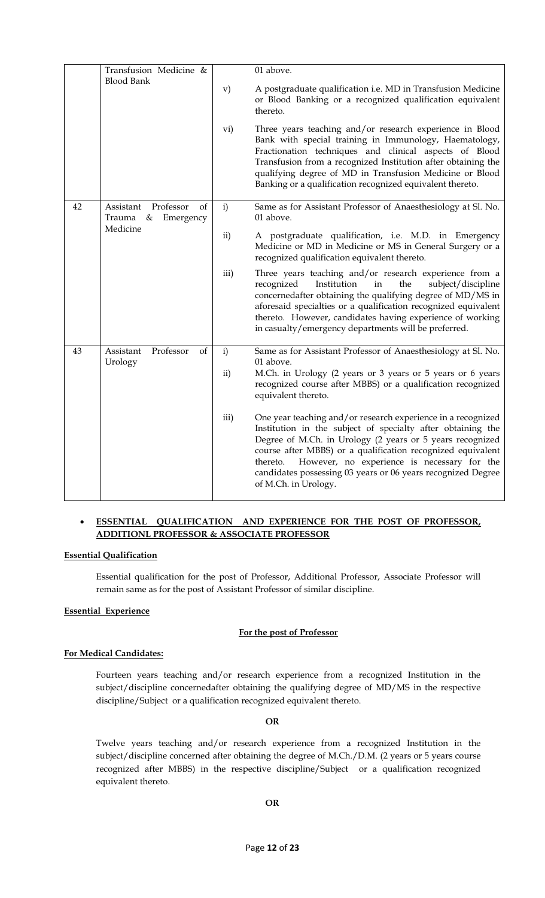|  | Transfusion Medicine & Blood Bank |  | 01 above. |
|---|---|---|---|
|  |  | v) | A postgraduate qualification i.e. MD in Transfusion Medicine or Blood Banking or a recognized qualification equivalent thereto. |
|  |  | vi) | Three years teaching and/or research experience in Blood Bank with special training in Immunology, Haematology, Fractionation techniques and clinical aspects of Blood Transfusion from a recognized Institution after obtaining the qualifying degree of MD in Transfusion Medicine or Blood Banking or a qualification recognized equivalent thereto. |
| 42 | Assistant Professor of Trauma & Emergency Medicine | i) | Same as for Assistant Professor of Anaesthesiology at Sl. No. 01 above. |
|  |  | ii) | A postgraduate qualification, i.e. M.D. in Emergency Medicine or MD in Medicine or MS in General Surgery or a recognized qualification equivalent thereto. |
|  |  | iii) | Three years teaching and/or research experience from a recognized Institution in the subject/discipline concernedafter obtaining the qualifying degree of MD/MS in aforesaid specialties or a qualification recognized equivalent thereto. However, candidates having experience of working in casualty/emergency departments will be preferred. |
| 43 | Assistant Professor of Urology | i) | Same as for Assistant Professor of Anaesthesiology at Sl. No. 01 above. |
|  |  | ii) | M.Ch. in Urology (2 years or 3 years or 5 years or 6 years recognized course after MBBS) or a qualification recognized equivalent thereto. |
|  |  | iii) | One year teaching and/or research experience in a recognized Institution in the subject of specialty after obtaining the Degree of M.Ch. in Urology (2 years or 3 years or 5 years recognized course after MBBS) or a qualification recognized equivalent thereto. However, no experience is necessary for the candidates possessing 03 years or 06 years recognized Degree of M.Ch. in Urology. |

- **ESSENTIAL QUALIFICATION AND EXPERIENCE FOR THE POST OF PROFESSOR, ADDITIONL PROFESSOR & ASSOCIATE PROFESSOR**

**Essential Qualification**

Essential qualification for the post of Professor, Additional Professor, Associate Professor will remain same as for the post of Assistant Professor of similar discipline.

**Essential Experience**

**For the post of Professor**

**For Medical Candidates:**

Fourteen years teaching and/or research experience from a recognized Institution in the subject/discipline concernedafter obtaining the qualifying degree of MD/MS in the respective discipline/Subject or a qualification recognized equivalent thereto.

**OR**

Twelve years teaching and/or research experience from a recognized Institution in the subject/discipline concerned after obtaining the degree of M.Ch./D.M. (2 years or 5 years course recognized after MBBS) in the respective discipline/Subject or a qualification recognized equivalent thereto.

**OR**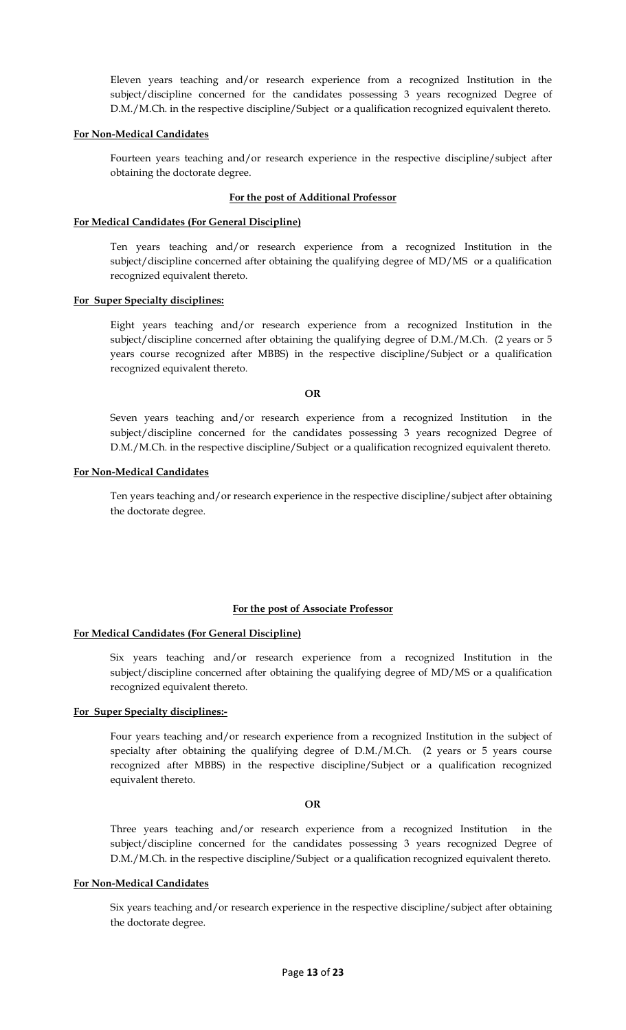Eleven years teaching and/or research experience from a recognized Institution in the subject/discipline concerned for the candidates possessing 3 years recognized Degree of D.M./M.Ch. in the respective discipline/Subject or a qualification recognized equivalent thereto.

**For Non-Medical Candidates**

Fourteen years teaching and/or research experience in the respective discipline/subject after obtaining the doctorate degree.

**For the post of Additional Professor**

**For Medical Candidates (For General Discipline)**

Ten years teaching and/or research experience from a recognized Institution in the subject/discipline concerned after obtaining the qualifying degree of MD/MS or a qualification recognized equivalent thereto.

**For Super Specialty disciplines:**

Eight years teaching and/or research experience from a recognized Institution in the subject/discipline concerned after obtaining the qualifying degree of D.M./M.Ch. (2 years or 5 years course recognized after MBBS) in the respective discipline/Subject or a qualification recognized equivalent thereto.

**OR**

Seven years teaching and/or research experience from a recognized Institution in the subject/discipline concerned for the candidates possessing 3 years recognized Degree of D.M./M.Ch. in the respective discipline/Subject or a qualification recognized equivalent thereto.

**For Non-Medical Candidates**

Ten years teaching and/or research experience in the respective discipline/subject after obtaining the doctorate degree.

**For the post of Associate Professor**

**For Medical Candidates (For General Discipline)**

Six years teaching and/or research experience from a recognized Institution in the subject/discipline concerned after obtaining the qualifying degree of MD/MS or a qualification recognized equivalent thereto.

**For Super Specialty disciplines:-**

Four years teaching and/or research experience from a recognized Institution in the subject of specialty after obtaining the qualifying degree of D.M./M.Ch. (2 years or 5 years course recognized after MBBS) in the respective discipline/Subject or a qualification recognized equivalent thereto.

**OR**

Three years teaching and/or research experience from a recognized Institution in the subject/discipline concerned for the candidates possessing 3 years recognized Degree of D.M./M.Ch. in the respective discipline/Subject or a qualification recognized equivalent thereto.

**For Non-Medical Candidates**

Six years teaching and/or research experience in the respective discipline/subject after obtaining the doctorate degree.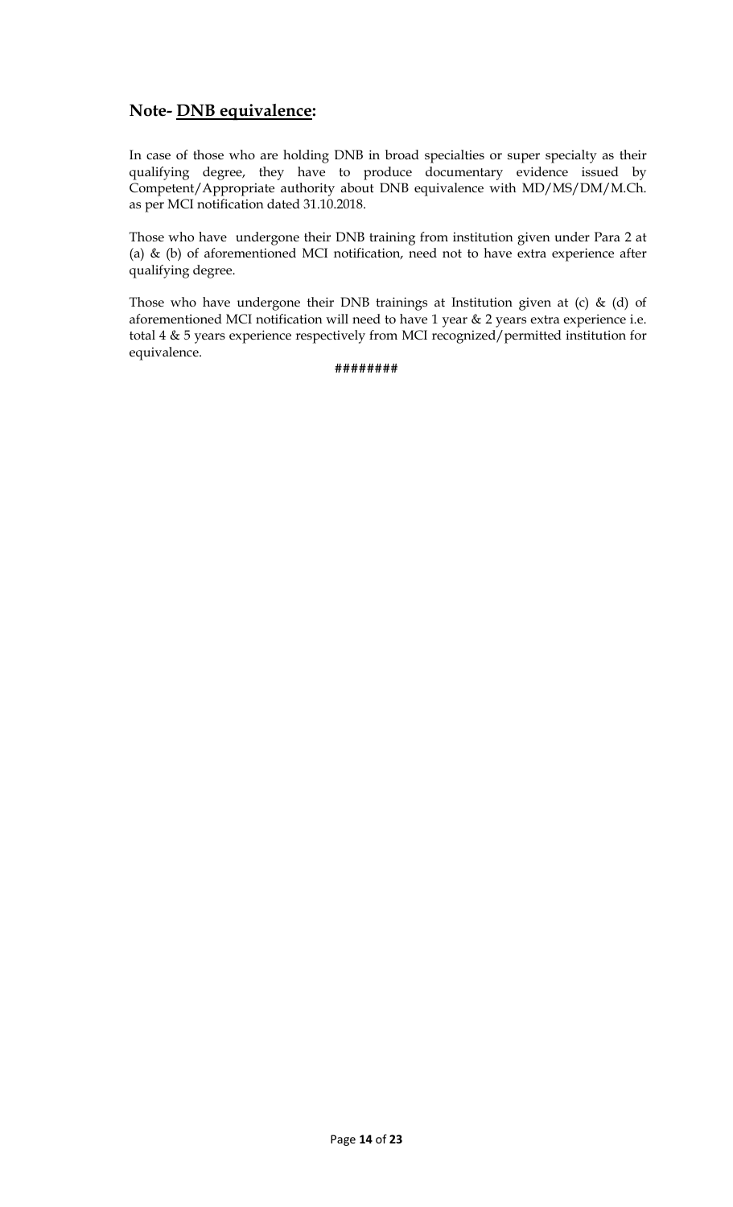## Note- <u>DNB equivalence</u>:

In case of those who are holding DNB in broad specialties or super specialty as their qualifying degree, they have to produce documentary evidence issued by Competent/Appropriate authority about DNB equivalence with MD/MS/DM/M.Ch. as per MCI notification dated 31.10.2018.

Those who have undergone their DNB training from institution given under Para 2 at (a) & (b) of aforementioned MCI notification, need not to have extra experience after qualifying degree.

Those who have undergone their DNB trainings at Institution given at (c) & (d) of aforementioned MCI notification will need to have 1 year & 2 years extra experience i.e. total 4 & 5 years experience respectively from MCI recognized/permitted institution for equivalence.

########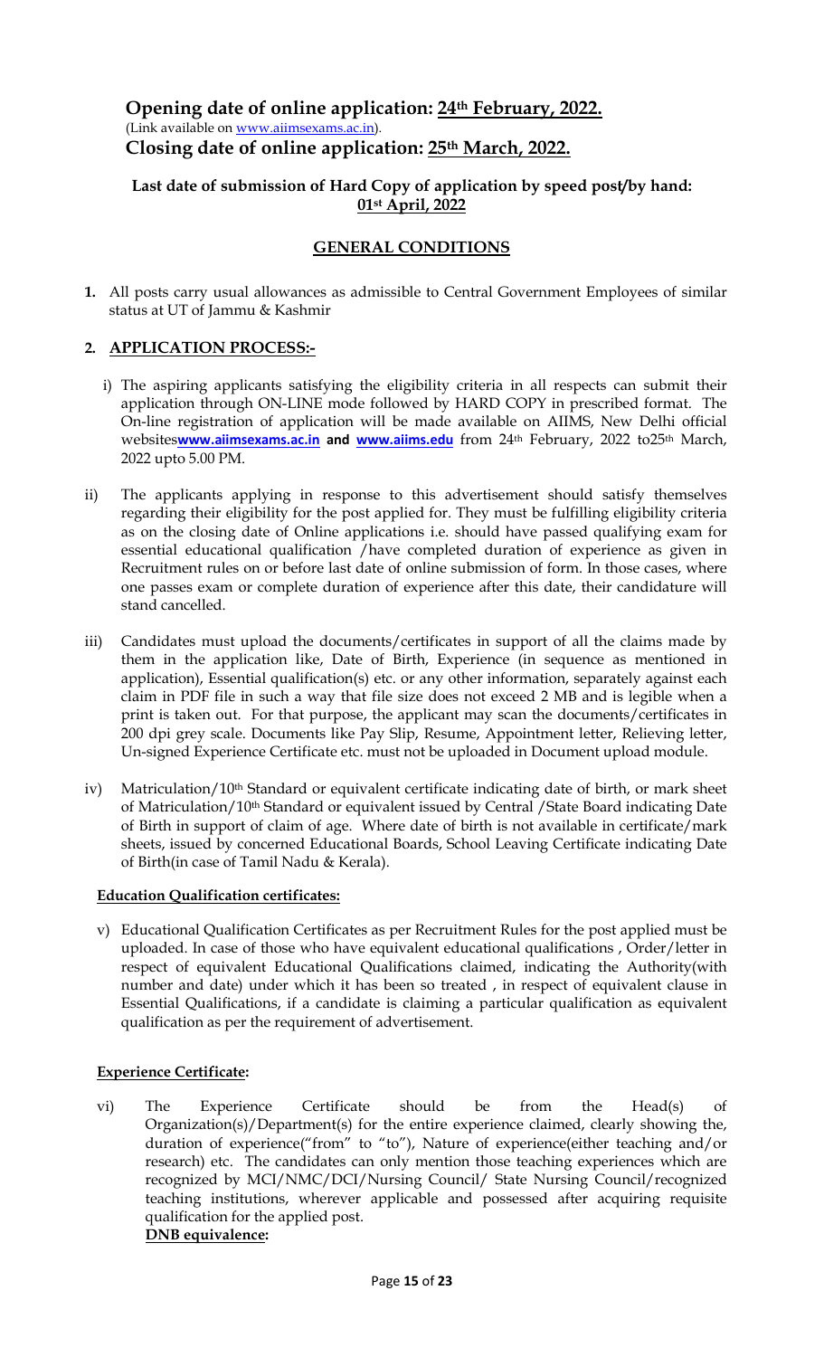## Opening date of online application: 24th February, 2022.

(Link available on www.aiimsexams.ac.in).

## Closing date of online application: 25th March, 2022.

### Last date of submission of Hard Copy of application by speed post/by hand: 01st April, 2022

### GENERAL CONDITIONS

1. All posts carry usual allowances as admissible to Central Government Employees of similar status at UT of Jammu & Kashmir

2. **APPLICATION PROCESS:-**

   i) The aspiring applicants satisfying the eligibility criteria in all respects can submit their application through ON-LINE mode followed by HARD COPY in prescribed format. The On-line registration of application will be made available on AIIMS, New Delhi official websites **www.aiimsexams.ac.in and www.aiims.edu** from 24th February, 2022 to25th March, 2022 upto 5.00 PM.

   ii) The applicants applying in response to this advertisement should satisfy themselves regarding their eligibility for the post applied for. They must be fulfilling eligibility criteria as on the closing date of Online applications i.e. should have passed qualifying exam for essential educational qualification /have completed duration of experience as given in Recruitment rules on or before last date of online submission of form. In those cases, where one passes exam or complete duration of experience after this date, their candidature will stand cancelled.

   iii) Candidates must upload the documents/certificates in support of all the claims made by them in the application like, Date of Birth, Experience (in sequence as mentioned in application), Essential qualification(s) etc. or any other information, separately against each claim in PDF file in such a way that file size does not exceed 2 MB and is legible when a print is taken out. For that purpose, the applicant may scan the documents/certificates in 200 dpi grey scale. Documents like Pay Slip, Resume, Appointment letter, Relieving letter, Un-signed Experience Certificate etc. must not be uploaded in Document upload module.

   iv) Matriculation/10th Standard or equivalent certificate indicating date of birth, or mark sheet of Matriculation/10th Standard or equivalent issued by Central /State Board indicating Date of Birth in support of claim of age. Where date of birth is not available in certificate/mark sheets, issued by concerned Educational Boards, School Leaving Certificate indicating Date of Birth(in case of Tamil Nadu & Kerala).

   **Education Qualification certificates:**

   v) Educational Qualification Certificates as per Recruitment Rules for the post applied must be uploaded. In case of those who have equivalent educational qualifications , Order/letter in respect of equivalent Educational Qualifications claimed, indicating the Authority(with number and date) under which it has been so treated , in respect of equivalent clause in Essential Qualifications, if a candidate is claiming a particular qualification as equivalent qualification as per the requirement of advertisement.

   **Experience Certificate:**

   vi) The Experience Certificate should be from the Head(s) of Organization(s)/Department(s) for the entire experience claimed, clearly showing the, duration of experience("from" to "to"), Nature of experience(either teaching and/or research) etc. The candidates can only mention those teaching experiences which are recognized by MCI/NMC/DCI/Nursing Council/ State Nursing Council/recognized teaching institutions, wherever applicable and possessed after acquiring requisite qualification for the applied post.

   **DNB equivalence:**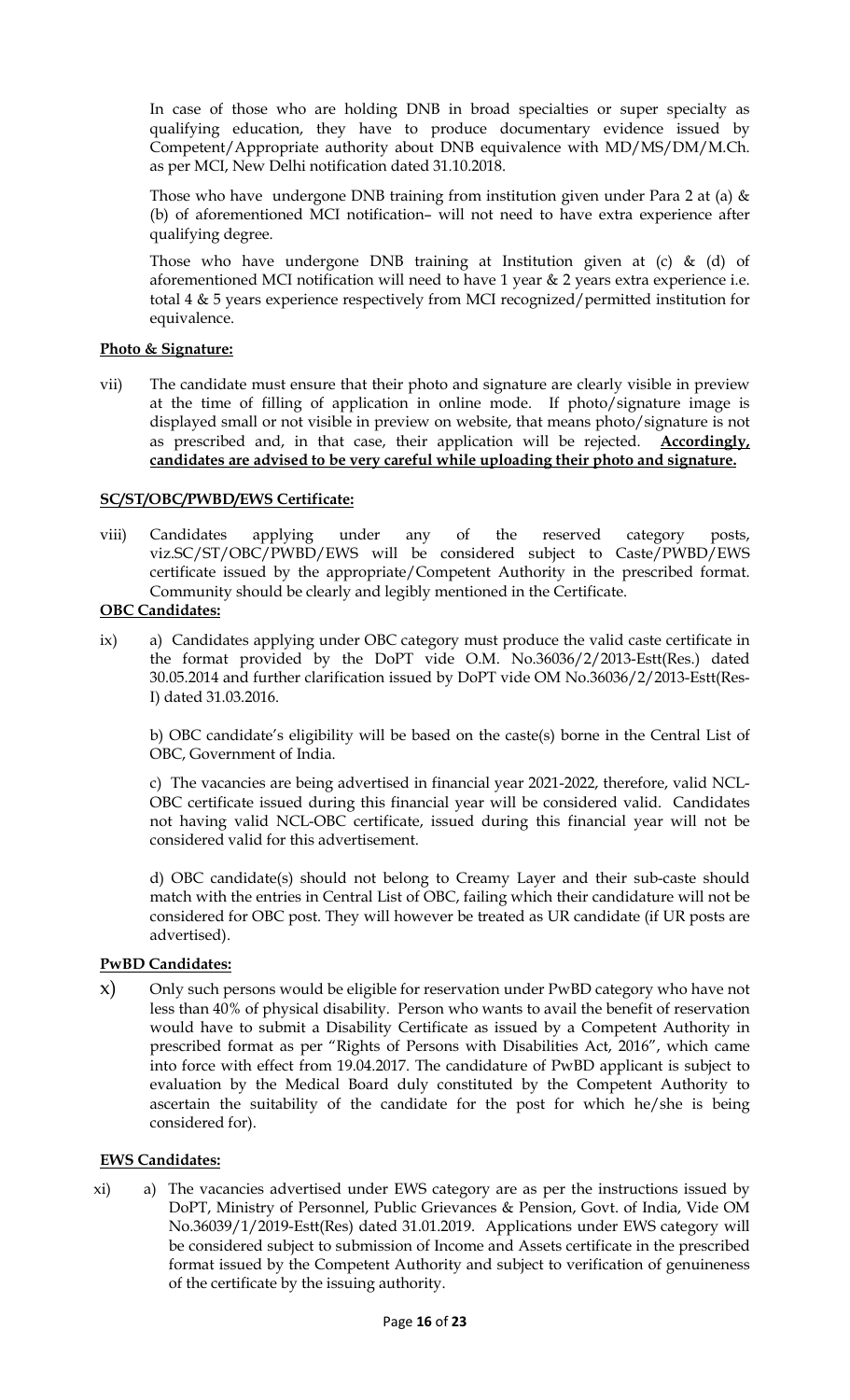In case of those who are holding DNB in broad specialties or super specialty as qualifying education, they have to produce documentary evidence issued by Competent/Appropriate authority about DNB equivalence with MD/MS/DM/M.Ch. as per MCI, New Delhi notification dated 31.10.2018.

Those who have undergone DNB training from institution given under Para 2 at (a) & (b) of aforementioned MCI notification– will not need to have extra experience after qualifying degree.

Those who have undergone DNB training at Institution given at (c) & (d) of aforementioned MCI notification will need to have 1 year & 2 years extra experience i.e. total 4 & 5 years experience respectively from MCI recognized/permitted institution for equivalence.

**Photo & Signature:**

vii) The candidate must ensure that their photo and signature are clearly visible in preview at the time of filling of application in online mode. If photo/signature image is displayed small or not visible in preview on website, that means photo/signature is not as prescribed and, in that case, their application will be rejected. **Accordingly, candidates are advised to be very careful while uploading their photo and signature.**

**SC/ST/OBC/PWBD/EWS Certificate:**

viii) Candidates applying under any of the reserved category posts, viz.SC/ST/OBC/PWBD/EWS will be considered subject to Caste/PWBD/EWS certificate issued by the appropriate/Competent Authority in the prescribed format. Community should be clearly and legibly mentioned in the Certificate.

**OBC Candidates:**

ix) a) Candidates applying under OBC category must produce the valid caste certificate in the format provided by the DoPT vide O.M. No.36036/2/2013-Estt(Res.) dated 30.05.2014 and further clarification issued by DoPT vide OM No.36036/2/2013-Estt(Res-I) dated 31.03.2016.

b) OBC candidate's eligibility will be based on the caste(s) borne in the Central List of OBC, Government of India.

c) The vacancies are being advertised in financial year 2021-2022, therefore, valid NCL-OBC certificate issued during this financial year will be considered valid. Candidates not having valid NCL-OBC certificate, issued during this financial year will not be considered valid for this advertisement.

d) OBC candidate(s) should not belong to Creamy Layer and their sub-caste should match with the entries in Central List of OBC, failing which their candidature will not be considered for OBC post. They will however be treated as UR candidate (if UR posts are advertised).

**PwBD Candidates:**

x) Only such persons would be eligible for reservation under PwBD category who have not less than 40% of physical disability. Person who wants to avail the benefit of reservation would have to submit a Disability Certificate as issued by a Competent Authority in prescribed format as per "Rights of Persons with Disabilities Act, 2016", which came into force with effect from 19.04.2017. The candidature of PwBD applicant is subject to evaluation by the Medical Board duly constituted by the Competent Authority to ascertain the suitability of the candidate for the post for which he/she is being considered for).

**EWS Candidates:**

xi) a) The vacancies advertised under EWS category are as per the instructions issued by DoPT, Ministry of Personnel, Public Grievances & Pension, Govt. of India, Vide OM No.36039/1/2019-Estt(Res) dated 31.01.2019. Applications under EWS category will be considered subject to submission of Income and Assets certificate in the prescribed format issued by the Competent Authority and subject to verification of genuineness of the certificate by the issuing authority.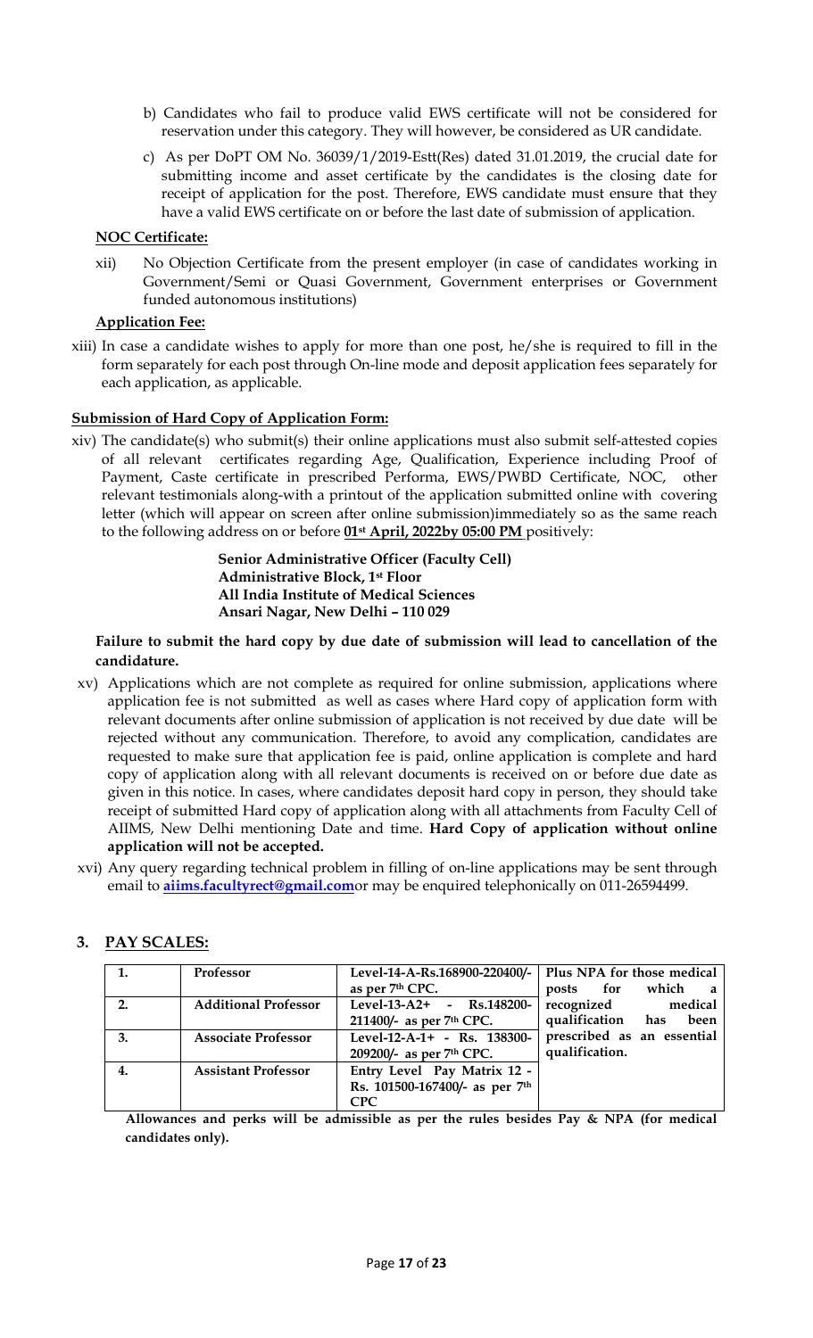b) Candidates who fail to produce valid EWS certificate will not be considered for reservation under this category. They will however, be considered as UR candidate.

c) As per DoPT OM No. 36039/1/2019-Estt(Res) dated 31.01.2019, the crucial date for submitting income and asset certificate by the candidates is the closing date for receipt of application for the post. Therefore, EWS candidate must ensure that they have a valid EWS certificate on or before the last date of submission of application.

**NOC Certificate:**

xii) No Objection Certificate from the present employer (in case of candidates working in Government/Semi or Quasi Government, Government enterprises or Government funded autonomous institutions)

**Application Fee:**

xiii) In case a candidate wishes to apply for more than one post, he/she is required to fill in the form separately for each post through On-line mode and deposit application fees separately for each application, as applicable.

**Submission of Hard Copy of Application Form:**

xiv) The candidate(s) who submit(s) their online applications must also submit self-attested copies of all relevant certificates regarding Age, Qualification, Experience including Proof of Payment, Caste certificate in prescribed Performa, EWS/PWBD Certificate, NOC, other relevant testimonials along-with a printout of the application submitted online with covering letter (which will appear on screen after online submission)immediately so as the same reach to the following address on or before **01st April, 2022by 05:00 PM** positively:

> **Senior Administrative Officer (Faculty Cell)**
> **Administrative Block, 1st Floor**
> **All India Institute of Medical Sciences**
> **Ansari Nagar, New Delhi – 110 029**

**Failure to submit the hard copy by due date of submission will lead to cancellation of the candidature.**

xv) Applications which are not complete as required for online submission, applications where application fee is not submitted as well as cases where Hard copy of application form with relevant documents after online submission of application is not received by due date will be rejected without any communication. Therefore, to avoid any complication, candidates are requested to make sure that application fee is paid, online application is complete and hard copy of application along with all relevant documents is received on or before due date as given in this notice. In cases, where candidates deposit hard copy in person, they should take receipt of submitted Hard copy of application along with all attachments from Faculty Cell of AIIMS, New Delhi mentioning Date and time. **Hard Copy of application without online application will not be accepted.**

xvi) Any query regarding technical problem in filling of on-line applications may be sent through email to **aiims.facultyrect@gmail.com**or may be enquired telephonically on 011-26594499.

## 3. PAY SCALES:

| | | | |
|---|---|---|---|
| **1.** | **Professor** | **Level-14-A-Rs.168900-220400/- as per 7th CPC.** | **Plus NPA for those medical posts for which a recognized medical qualification has been prescribed as an essential qualification.** |
| **2.** | **Additional Professor** | **Level-13-A2+ - Rs.148200-211400/- as per 7th CPC.** | |
| **3.** | **Associate Professor** | **Level-12-A-1+ - Rs. 138300-209200/- as per 7th CPC.** | |
| **4.** | **Assistant Professor** | **Entry Level Pay Matrix 12 - Rs. 101500-167400/- as per 7th CPC** | |

**Allowances and perks will be admissible as per the rules besides Pay & NPA (for medical candidates only).**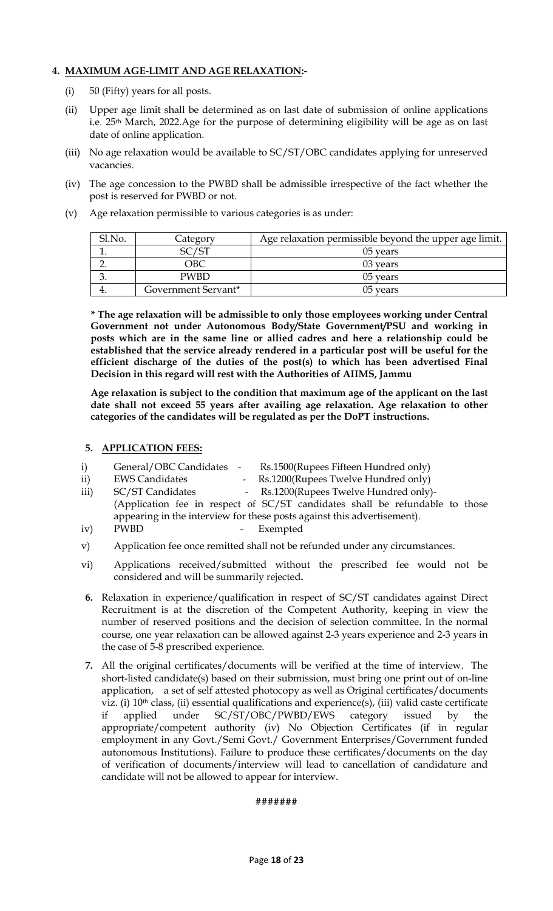**4. MAXIMUM AGE-LIMIT AND AGE RELAXATION:-**

(i) 50 (Fifty) years for all posts.

(ii) Upper age limit shall be determined as on last date of submission of online applications i.e. 25th March, 2022.Age for the purpose of determining eligibility will be age as on last date of online application.

(iii) No age relaxation would be available to SC/ST/OBC candidates applying for unreserved vacancies.

(iv) The age concession to the PWBD shall be admissible irrespective of the fact whether the post is reserved for PWBD or not.

(v) Age relaxation permissible to various categories is as under:

| Sl.No. | Category | Age relaxation permissible beyond the upper age limit. |
|---|---|---|
| 1. | SC/ST | 05 years |
| 2. | OBC | 03 years |
| 3. | PWBD | 05 years |
| 4. | Government Servant* | 05 years |

**\* The age relaxation will be admissible to only those employees working under Central Government not under Autonomous Body/State Government/PSU and working in posts which are in the same line or allied cadres and here a relationship could be established that the service already rendered in a particular post will be useful for the efficient discharge of the duties of the post(s) to which has been advertised Final Decision in this regard will rest with the Authorities of AIIMS, Jammu**

**Age relaxation is subject to the condition that maximum age of the applicant on the last date shall not exceed 55 years after availing age relaxation. Age relaxation to other categories of the candidates will be regulated as per the DoPT instructions.**

**5. APPLICATION FEES:**

i) General/OBC Candidates - Rs.1500(Rupees Fifteen Hundred only)

ii) EWS Candidates - Rs.1200(Rupees Twelve Hundred only)

iii) SC/ST Candidates - Rs.1200(Rupees Twelve Hundred only)- (Application fee in respect of SC/ST candidates shall be refundable to those appearing in the interview for these posts against this advertisement).

iv) PWBD - Exempted

v) Application fee once remitted shall not be refunded under any circumstances.

vi) Applications received/submitted without the prescribed fee would not be considered and will be summarily rejected**.**

**6.** Relaxation in experience/qualification in respect of SC/ST candidates against Direct Recruitment is at the discretion of the Competent Authority, keeping in view the number of reserved positions and the decision of selection committee. In the normal course, one year relaxation can be allowed against 2-3 years experience and 2-3 years in the case of 5-8 prescribed experience.

**7.** All the original certificates/documents will be verified at the time of interview. The short-listed candidate(s) based on their submission, must bring one print out of on-line application, a set of self attested photocopy as well as Original certificates/documents viz. (i) 10th class, (ii) essential qualifications and experience(s), (iii) valid caste certificate if applied under SC/ST/OBC/PWBD/EWS category issued by the appropriate/competent authority (iv) No Objection Certificates (if in regular employment in any Govt./Semi Govt./ Government Enterprises/Government funded autonomous Institutions). Failure to produce these certificates/documents on the day of verification of documents/interview will lead to cancellation of candidature and candidate will not be allowed to appear for interview.

#######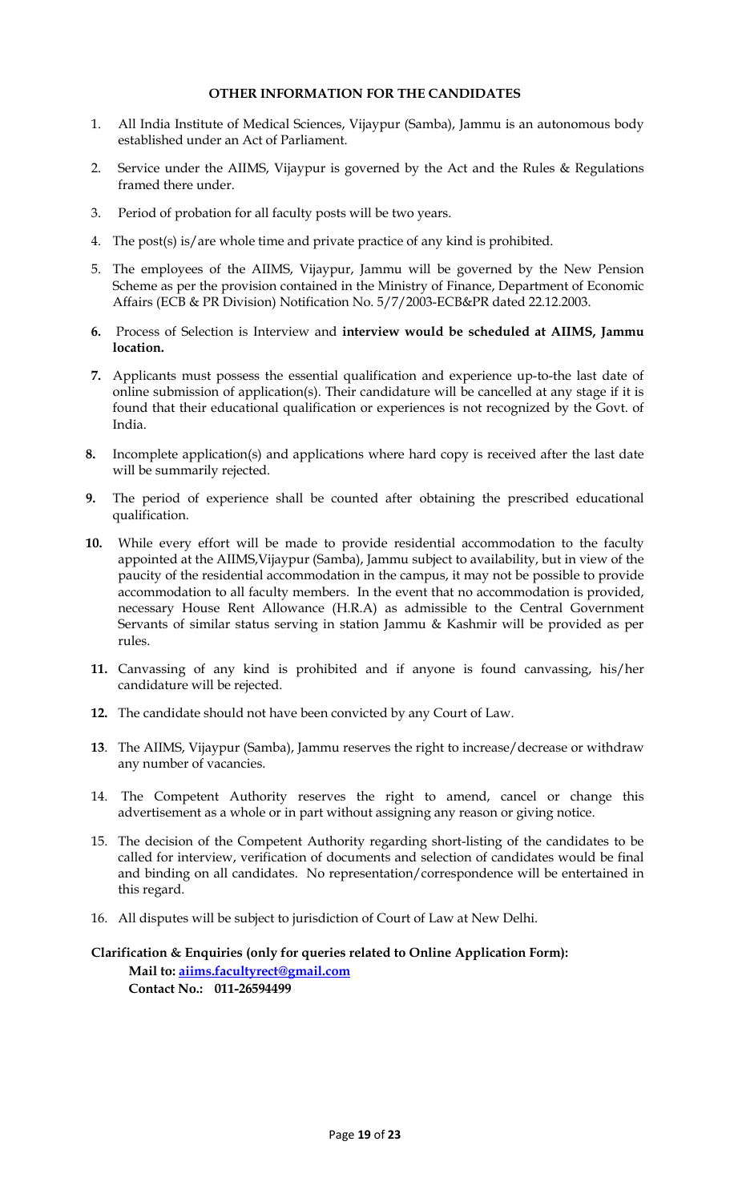**OTHER INFORMATION FOR THE CANDIDATES**

1. All India Institute of Medical Sciences, Vijaypur (Samba), Jammu is an autonomous body established under an Act of Parliament.

2. Service under the AIIMS, Vijaypur is governed by the Act and the Rules & Regulations framed there under.

3. Period of probation for all faculty posts will be two years.

4. The post(s) is/are whole time and private practice of any kind is prohibited.

5. The employees of the AIIMS, Vijaypur, Jammu will be governed by the New Pension Scheme as per the provision contained in the Ministry of Finance, Department of Economic Affairs (ECB & PR Division) Notification No. 5/7/2003-ECB&PR dated 22.12.2003.

6. Process of Selection is Interview and **interview would be scheduled at AIIMS, Jammu location.**

7. Applicants must possess the essential qualification and experience up-to-the last date of online submission of application(s). Their candidature will be cancelled at any stage if it is found that their educational qualification or experiences is not recognized by the Govt. of India.

8. Incomplete application(s) and applications where hard copy is received after the last date will be summarily rejected.

9. The period of experience shall be counted after obtaining the prescribed educational qualification.

10. While every effort will be made to provide residential accommodation to the faculty appointed at the AIIMS,Vijaypur (Samba), Jammu subject to availability, but in view of the paucity of the residential accommodation in the campus, it may not be possible to provide accommodation to all faculty members. In the event that no accommodation is provided, necessary House Rent Allowance (H.R.A) as admissible to the Central Government Servants of similar status serving in station Jammu & Kashmir will be provided as per rules.

11. Canvassing of any kind is prohibited and if anyone is found canvassing, his/her candidature will be rejected.

12. The candidate should not have been convicted by any Court of Law.

13. The AIIMS, Vijaypur (Samba), Jammu reserves the right to increase/decrease or withdraw any number of vacancies.

14. The Competent Authority reserves the right to amend, cancel or change this advertisement as a whole or in part without assigning any reason or giving notice.

15. The decision of the Competent Authority regarding short-listing of the candidates to be called for interview, verification of documents and selection of candidates would be final and binding on all candidates. No representation/correspondence will be entertained in this regard.

16. All disputes will be subject to jurisdiction of Court of Law at New Delhi.

**Clarification & Enquiries (only for queries related to Online Application Form):**

**Mail to: aiims.facultyrect@gmail.com**

**Contact No.: 011-26594499**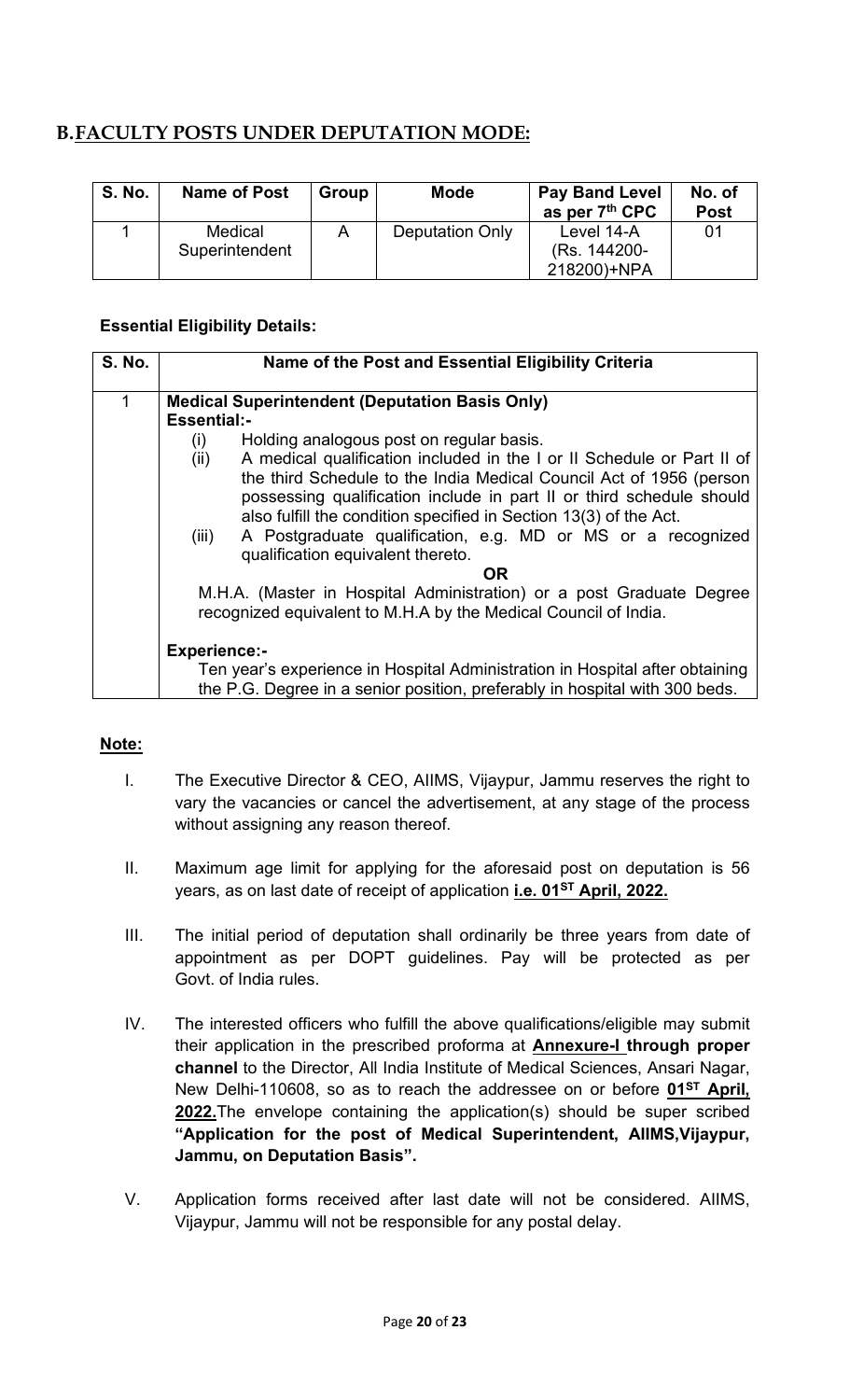## B. FACULTY POSTS UNDER DEPUTATION MODE:

| S. No. | Name of Post | Group | Mode | Pay Band Level as per 7th CPC | No. of Post |
|---|---|---|---|---|---|
| 1 | Medical Superintendent | A | Deputation Only | Level 14-A (Rs. 144200-218200)+NPA | 01 |

**Essential Eligibility Details:**

| S. No. | Name of the Post and Essential Eligibility Criteria |
|---|---|
| 1 | **Medical Superintendent (Deputation Basis Only)**<br>**Essential:-**<br>(i) Holding analogous post on regular basis.<br>(ii) A medical qualification included in the I or II Schedule or Part II of the third Schedule to the India Medical Council Act of 1956 (person possessing qualification include in part II or third schedule should also fulfill the condition specified in Section 13(3) of the Act.<br>(iii) A Postgraduate qualification, e.g. MD or MS or a recognized qualification equivalent thereto.<br>**OR**<br>M.H.A. (Master in Hospital Administration) or a post Graduate Degree recognized equivalent to M.H.A by the Medical Council of India.<br><br>**Experience:-**<br>Ten year's experience in Hospital Administration in Hospital after obtaining the P.G. Degree in a senior position, preferably in hospital with 300 beds. |

**Note:**

I. The Executive Director & CEO, AIIMS, Vijaypur, Jammu reserves the right to vary the vacancies or cancel the advertisement, at any stage of the process without assigning any reason thereof.

II. Maximum age limit for applying for the aforesaid post on deputation is 56 years, as on last date of receipt of application **i.e. 01ST April, 2022.**

III. The initial period of deputation shall ordinarily be three years from date of appointment as per DOPT guidelines. Pay will be protected as per Govt. of India rules.

IV. The interested officers who fulfill the above qualifications/eligible may submit their application in the prescribed proforma at **Annexure-I through proper channel** to the Director, All India Institute of Medical Sciences, Ansari Nagar, New Delhi-110608, so as to reach the addressee on or before **01ST April, 2022.** The envelope containing the application(s) should be super scribed **"Application for the post of Medical Superintendent, AIIMS, Vijaypur, Jammu, on Deputation Basis".**

V. Application forms received after last date will not be considered. AIIMS, Vijaypur, Jammu will not be responsible for any postal delay.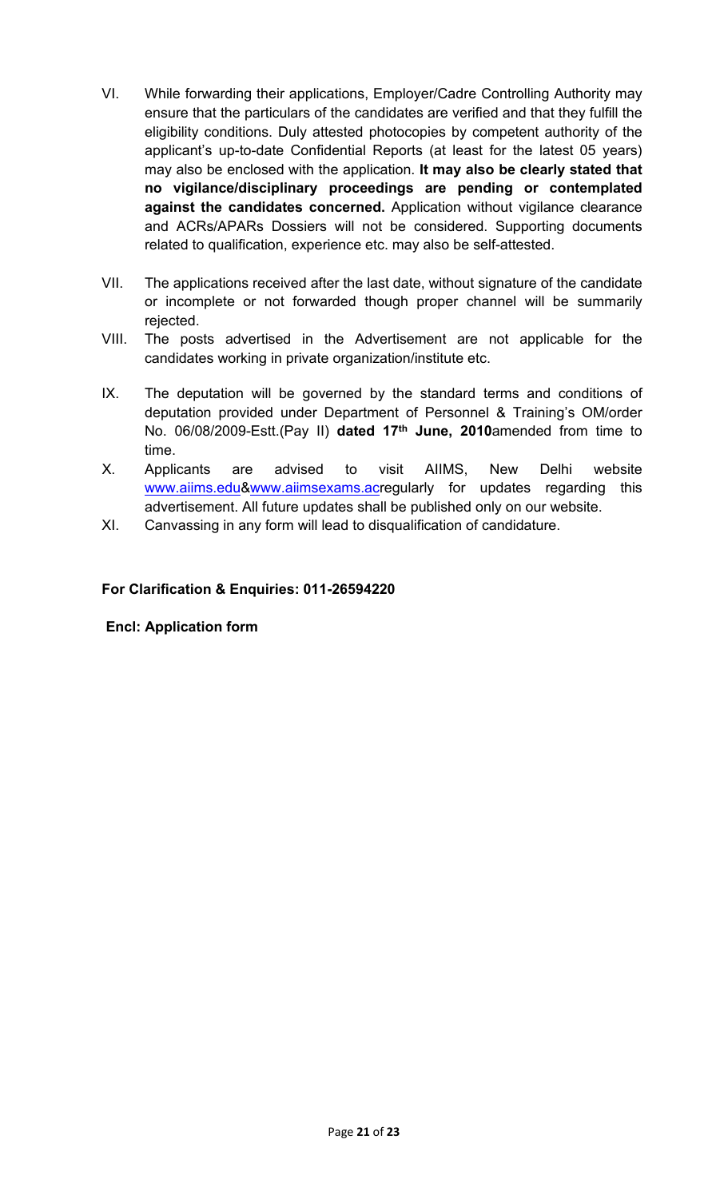VI. While forwarding their applications, Employer/Cadre Controlling Authority may ensure that the particulars of the candidates are verified and that they fulfill the eligibility conditions. Duly attested photocopies by competent authority of the applicant's up-to-date Confidential Reports (at least for the latest 05 years) may also be enclosed with the application. **It may also be clearly stated that no vigilance/disciplinary proceedings are pending or contemplated against the candidates concerned.** Application without vigilance clearance and ACRs/APARs Dossiers will not be considered. Supporting documents related to qualification, experience etc. may also be self-attested.

VII. The applications received after the last date, without signature of the candidate or incomplete or not forwarded though proper channel will be summarily rejected.

VIII. The posts advertised in the Advertisement are not applicable for the candidates working in private organization/institute etc.

IX. The deputation will be governed by the standard terms and conditions of deputation provided under Department of Personnel & Training's OM/order No. 06/08/2009-Estt.(Pay II) **dated 17th June, 2010**amended from time to time.

X. Applicants are advised to visit AIIMS, New Delhi website www.aiims.edu&www.aiimsexams.acregularly for updates regarding this advertisement. All future updates shall be published only on our website.

XI. Canvassing in any form will lead to disqualification of candidature.

**For Clarification & Enquiries: 011-26594220**

**Encl: Application form**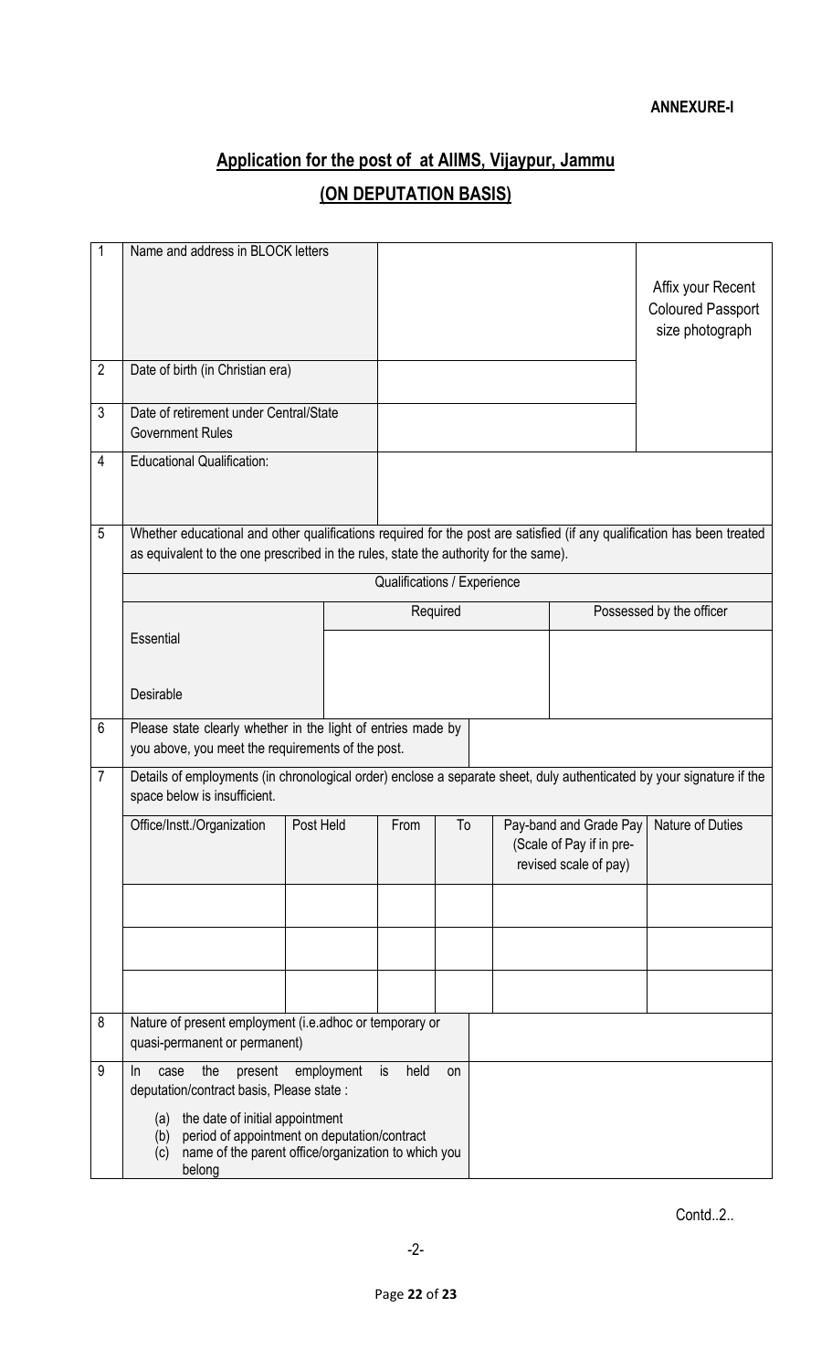**ANNEXURE-I**

## Application for the post of at AIIMS, Vijaypur, Jammu

## (ON DEPUTATION BASIS)

| | | | | | | | |
|---|---|---|---|---|---|---|---|
| 1 | Name and address in BLOCK letters | | | | | | Affix your Recent Coloured Passport size photograph |
| 2 | Date of birth (in Christian era) | | | | | | |
| 3 | Date of retirement under Central/State Government Rules | | | | | | |
| 4 | Educational Qualification: | | | | | | |
| 5 | Whether educational and other qualifications required for the post are satisfied (if any qualification has been treated as equivalent to the one prescribed in the rules, state the authority for the same). | | | | | | |
| | Qualifications / Experience | | | | | | |
| | | Required | | | | Possessed by the officer | |
| | Essential | | | | | | |
| | Desirable | | | | | | |
| 6 | Please state clearly whether in the light of entries made by you above, you meet the requirements of the post. | | | | | | |
| 7 | Details of employments (in chronological order) enclose a separate sheet, duly authenticated by your signature if the space below is insufficient. | | | | | | |
| | Office/Instt./Organization | Post Held | From | To | Pay-band and Grade Pay (Scale of Pay if in pre-revised scale of pay) | Nature of Duties | |
| | | | | | | | |
| | | | | | | | |
| | | | | | | | |
| 8 | Nature of present employment (i.e.adhoc or temporary or quasi-permanent or permanent) | | | | | | |
| 9 | In case the present employment is held on deputation/contract basis, Please state :<br>(a) the date of initial appointment<br>(b) period of appointment on deputation/contract<br>(c) name of the parent office/organization to which you belong | | | | | | |

Contd..2..

-2-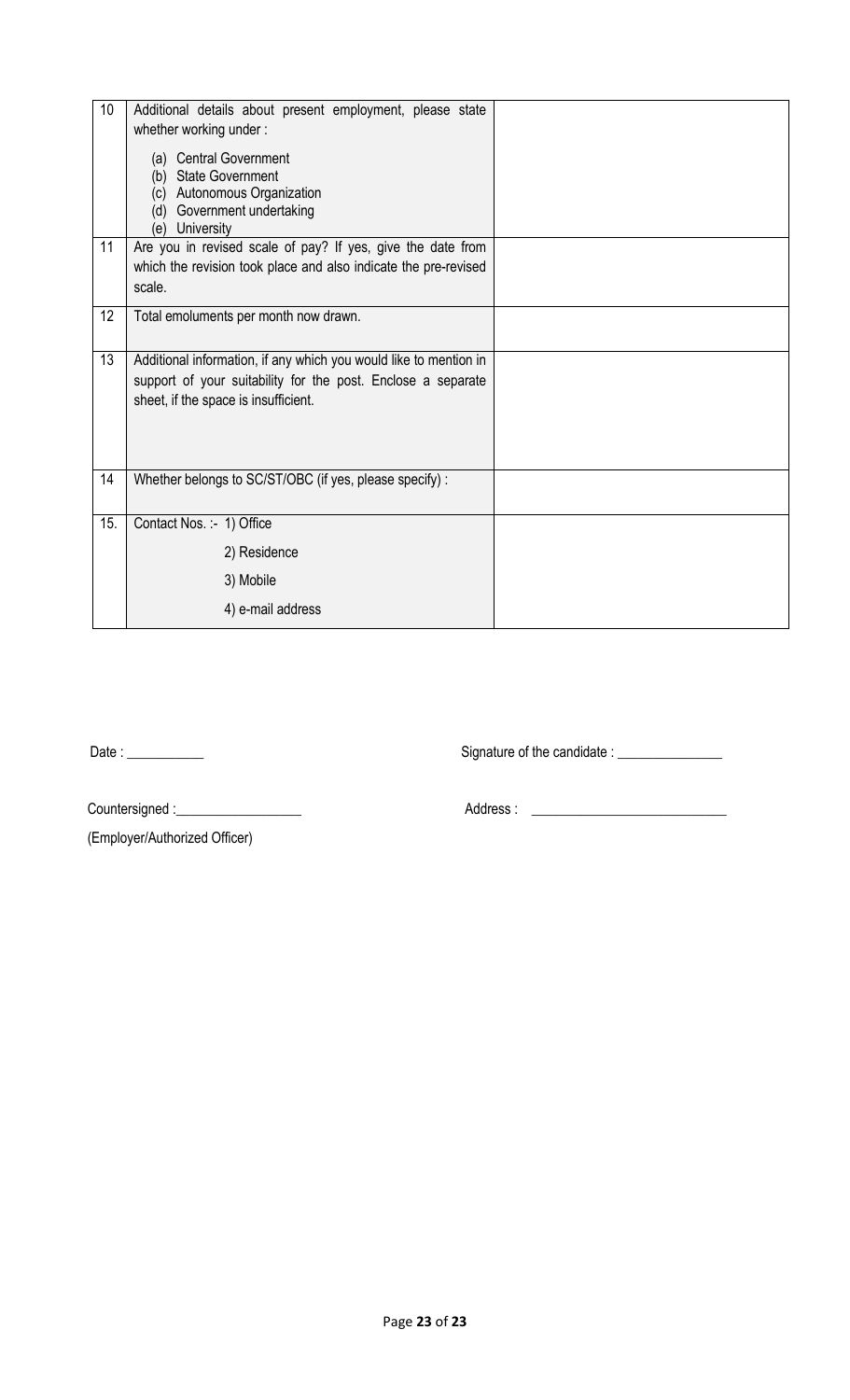| | | |
|---|---|---|
| 10 | Additional details about present employment, please state whether working under :<br>(a) Central Government<br>(b) State Government<br>(c) Autonomous Organization<br>(d) Government undertaking<br>(e) University | |
| 11 | Are you in revised scale of pay? If yes, give the date from which the revision took place and also indicate the pre-revised scale. | |
| 12 | Total emoluments per month now drawn. | |
| 13 | Additional information, if any which you would like to mention in support of your suitability for the post. Enclose a separate sheet, if the space is insufficient. | |
| 14 | Whether belongs to SC/ST/OBC (if yes, please specify) : | |
| 15. | Contact Nos. :- 1) Office<br>2) Residence<br>3) Mobile<br>4) e-mail address | |

Date : ___________

Signature of the candidate : _______________

Countersigned :_________________

(Employer/Authorized Officer)

Address : ___________________________